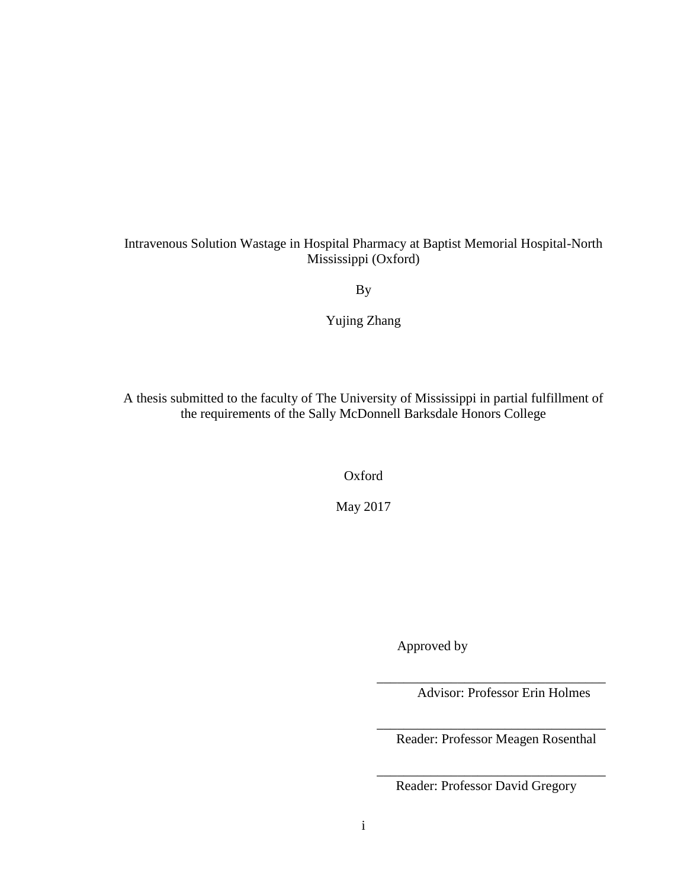# Intravenous Solution Wastage in Hospital Pharmacy at Baptist Memorial Hospital-North Mississippi (Oxford)

By

Yujing Zhang

A thesis submitted to the faculty of The University of Mississippi in partial fulfillment of the requirements of the Sally McDonnell Barksdale Honors College

Oxford

May 2017

Approved by

___________________________________

Advisor: Professor Erin Holmes

___________________________________

Reader: Professor Meagen Rosenthal

___________________________________

Reader: Professor David Gregory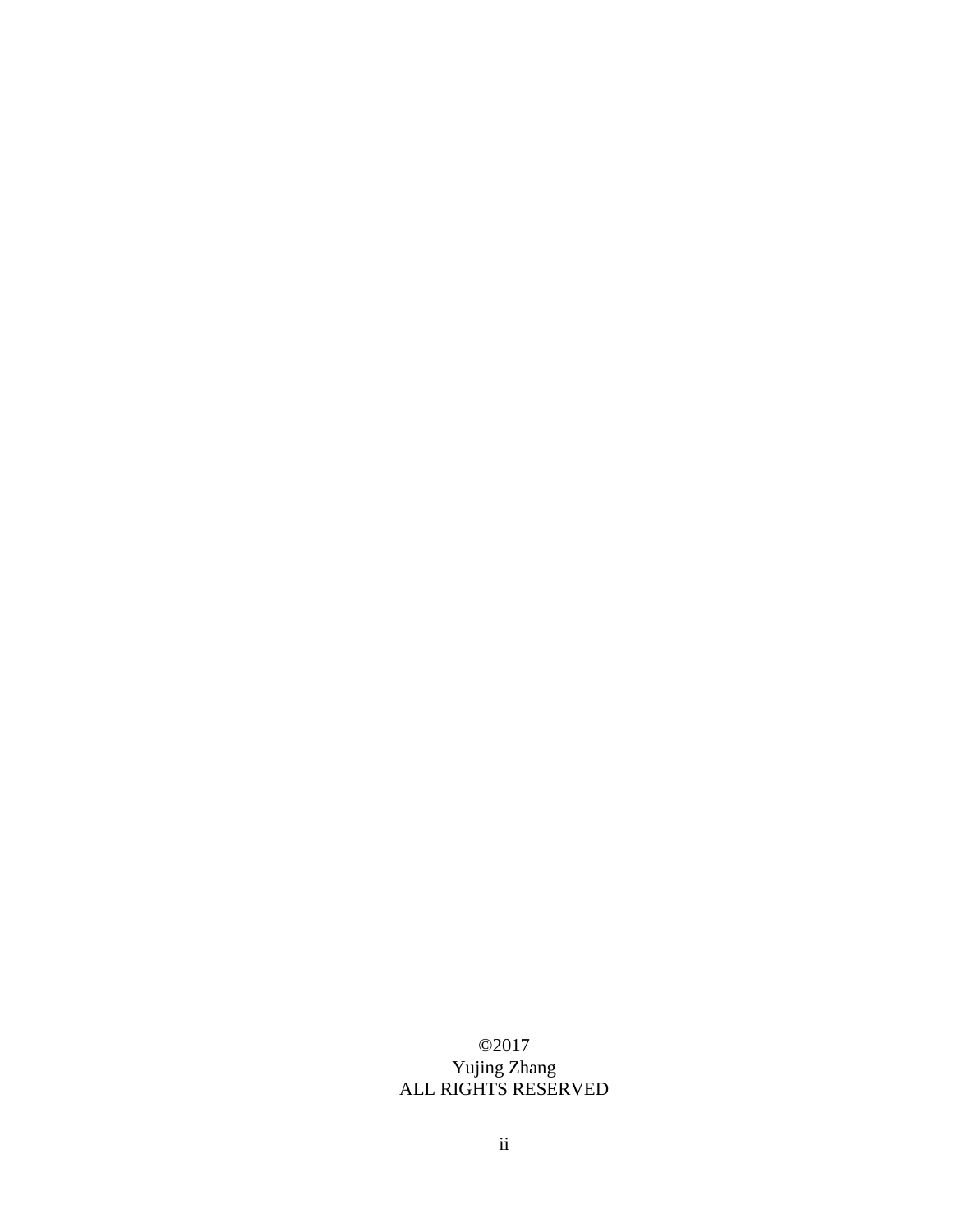©2017
Yujing Zhang
ALL RIGHTS RESERVED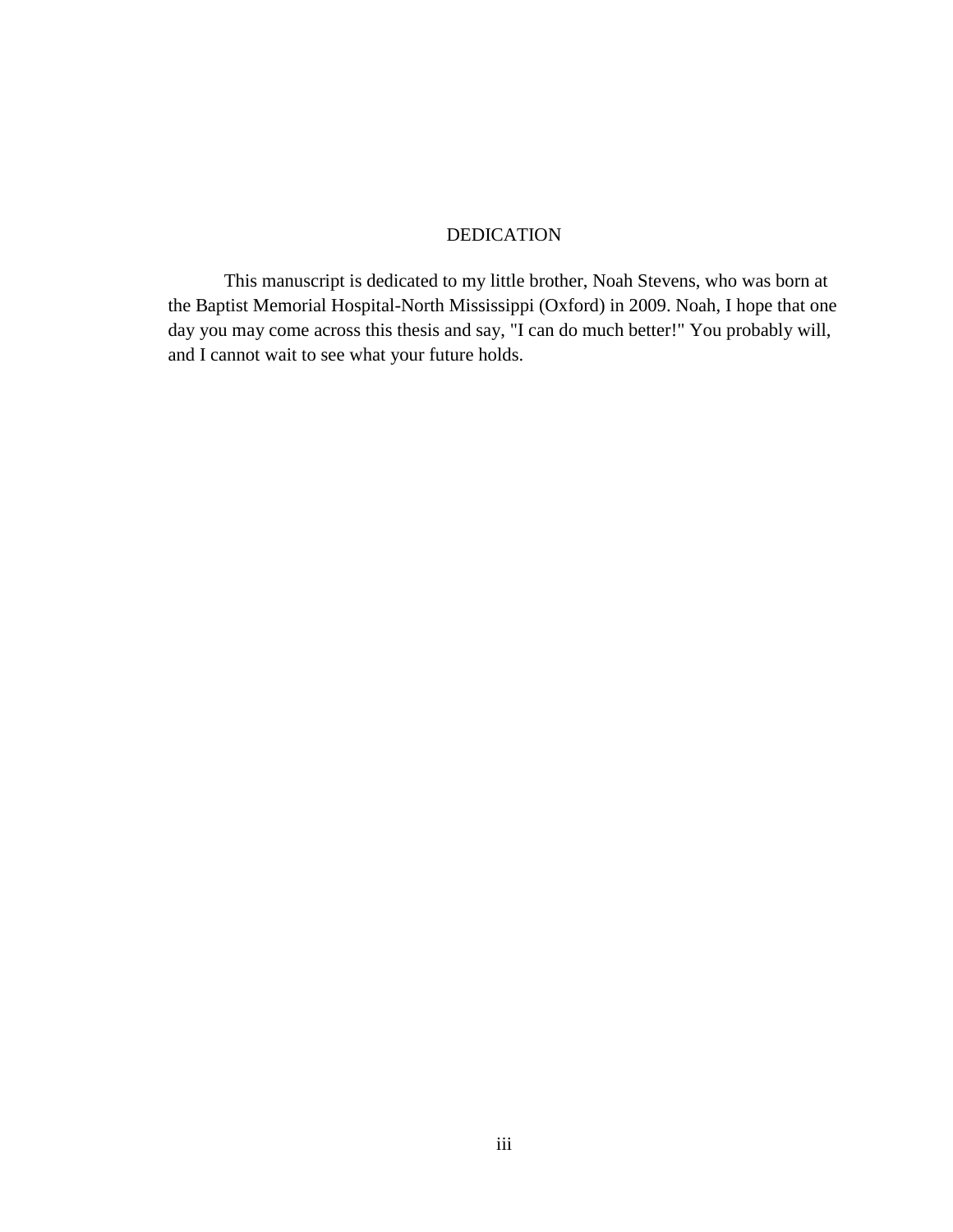# DEDICATION

This manuscript is dedicated to my little brother, Noah Stevens, who was born at the Baptist Memorial Hospital-North Mississippi (Oxford) in 2009. Noah, I hope that one day you may come across this thesis and say, "I can do much better!" You probably will, and I cannot wait to see what your future holds.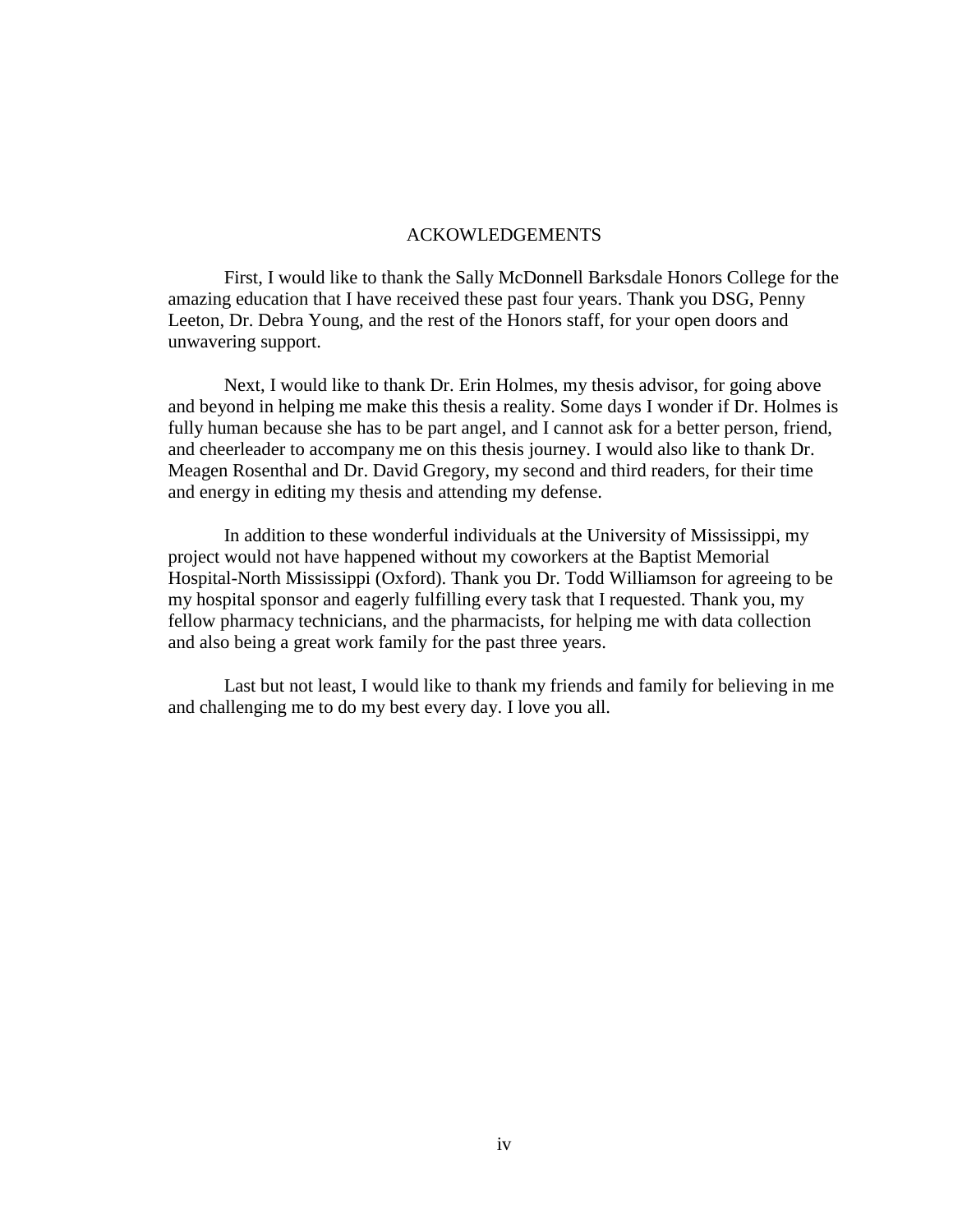# ACKOWLEDGEMENTS

First, I would like to thank the Sally McDonnell Barksdale Honors College for the amazing education that I have received these past four years. Thank you DSG, Penny Leeton, Dr. Debra Young, and the rest of the Honors staff, for your open doors and unwavering support.

Next, I would like to thank Dr. Erin Holmes, my thesis advisor, for going above and beyond in helping me make this thesis a reality. Some days I wonder if Dr. Holmes is fully human because she has to be part angel, and I cannot ask for a better person, friend, and cheerleader to accompany me on this thesis journey. I would also like to thank Dr. Meagen Rosenthal and Dr. David Gregory, my second and third readers, for their time and energy in editing my thesis and attending my defense.

In addition to these wonderful individuals at the University of Mississippi, my project would not have happened without my coworkers at the Baptist Memorial Hospital-North Mississippi (Oxford). Thank you Dr. Todd Williamson for agreeing to be my hospital sponsor and eagerly fulfilling every task that I requested. Thank you, my fellow pharmacy technicians, and the pharmacists, for helping me with data collection and also being a great work family for the past three years.

Last but not least, I would like to thank my friends and family for believing in me and challenging me to do my best every day. I love you all.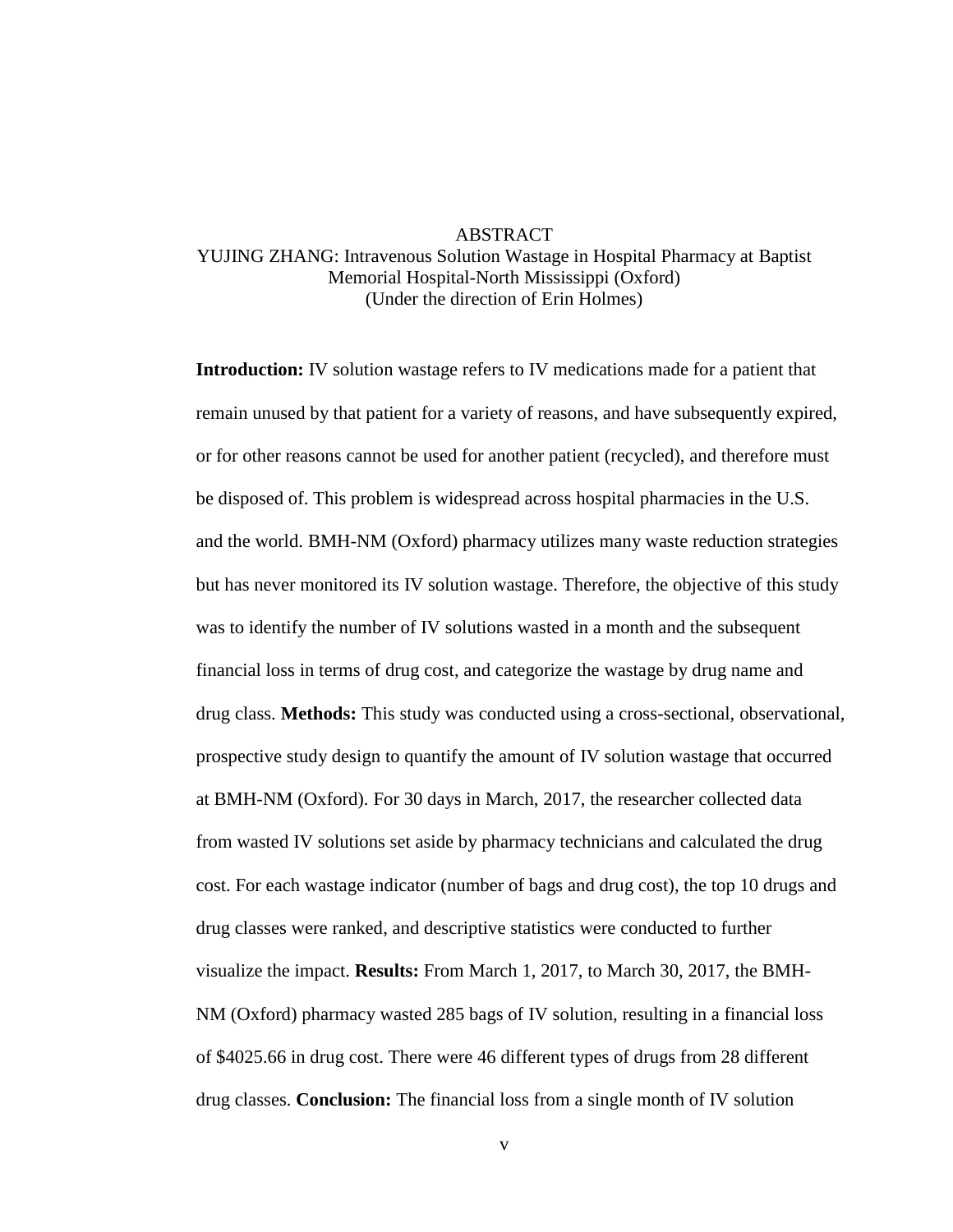# ABSTRACT

YUJING ZHANG: Intravenous Solution Wastage in Hospital Pharmacy at Baptist Memorial Hospital-North Mississippi (Oxford)
(Under the direction of Erin Holmes)

**Introduction:** IV solution wastage refers to IV medications made for a patient that remain unused by that patient for a variety of reasons, and have subsequently expired, or for other reasons cannot be used for another patient (recycled), and therefore must be disposed of. This problem is widespread across hospital pharmacies in the U.S. and the world. BMH-NM (Oxford) pharmacy utilizes many waste reduction strategies but has never monitored its IV solution wastage. Therefore, the objective of this study was to identify the number of IV solutions wasted in a month and the subsequent financial loss in terms of drug cost, and categorize the wastage by drug name and drug class. **Methods:** This study was conducted using a cross-sectional, observational, prospective study design to quantify the amount of IV solution wastage that occurred at BMH-NM (Oxford). For 30 days in March, 2017, the researcher collected data from wasted IV solutions set aside by pharmacy technicians and calculated the drug cost. For each wastage indicator (number of bags and drug cost), the top 10 drugs and drug classes were ranked, and descriptive statistics were conducted to further visualize the impact. **Results:** From March 1, 2017, to March 30, 2017, the BMH-NM (Oxford) pharmacy wasted 285 bags of IV solution, resulting in a financial loss of $4025.66 in drug cost. There were 46 different types of drugs from 28 different drug classes. **Conclusion:** The financial loss from a single month of IV solution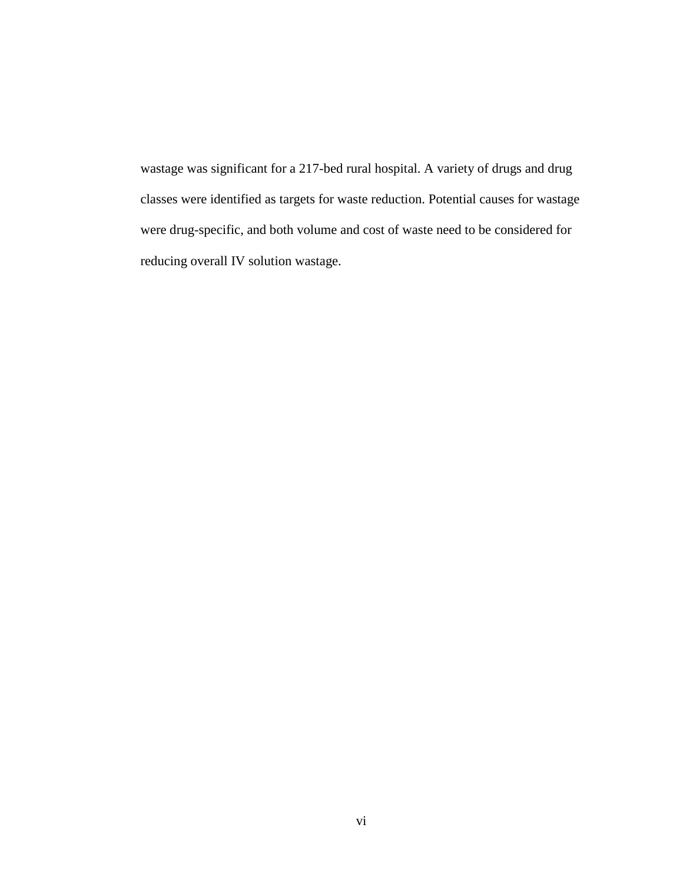wastage was significant for a 217-bed rural hospital. A variety of drugs and drug classes were identified as targets for waste reduction. Potential causes for wastage were drug-specific, and both volume and cost of waste need to be considered for reducing overall IV solution wastage.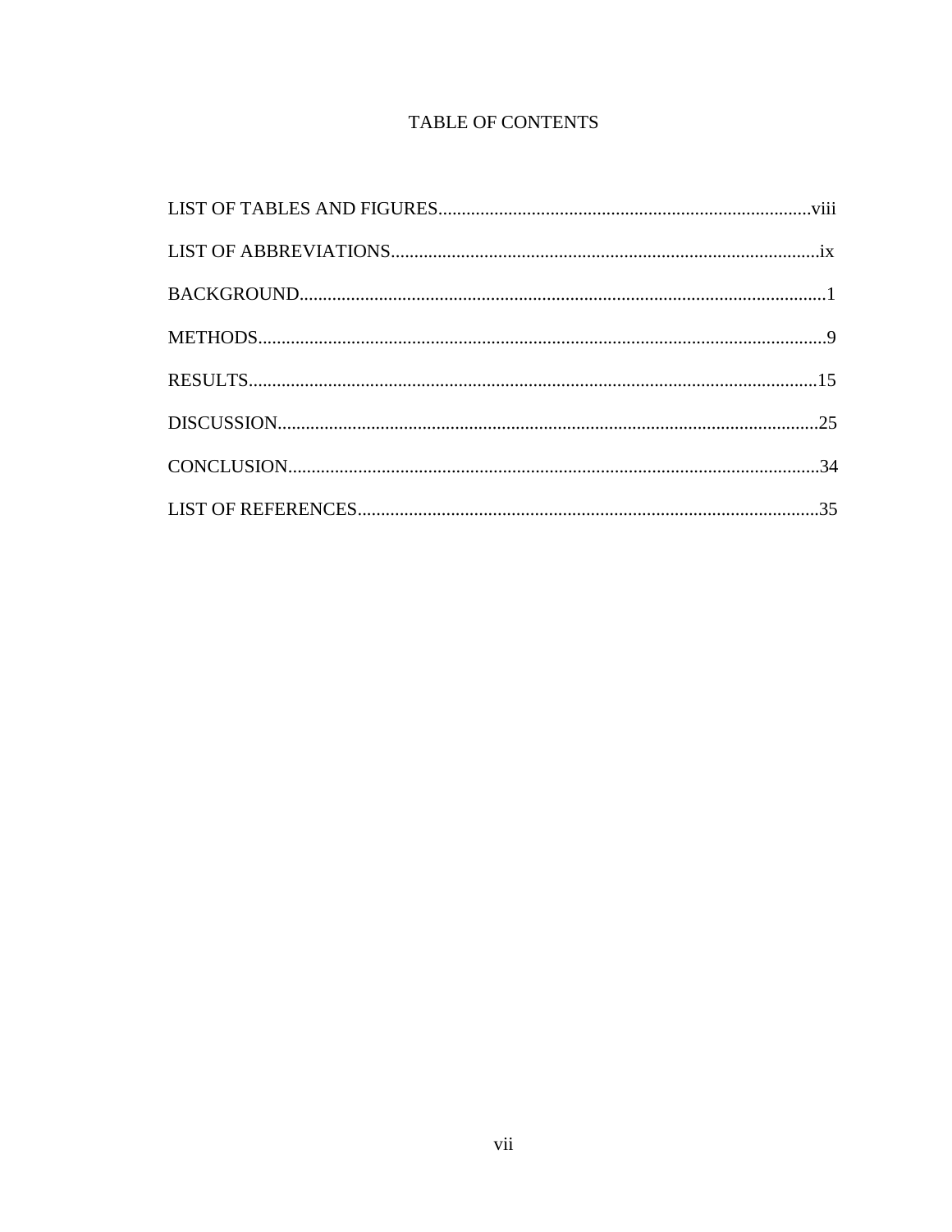# TABLE OF CONTENTS

LIST OF TABLES AND FIGURES...............................................................................viii

LIST OF ABBREVIATIONS...........................................................................................ix

BACKGROUND................................................................................................................1

METHODS.........................................................................................................................9

RESULTS.........................................................................................................................15

DISCUSSION...................................................................................................................25

CONCLUSION.................................................................................................................34

LIST OF REFERENCES..................................................................................................35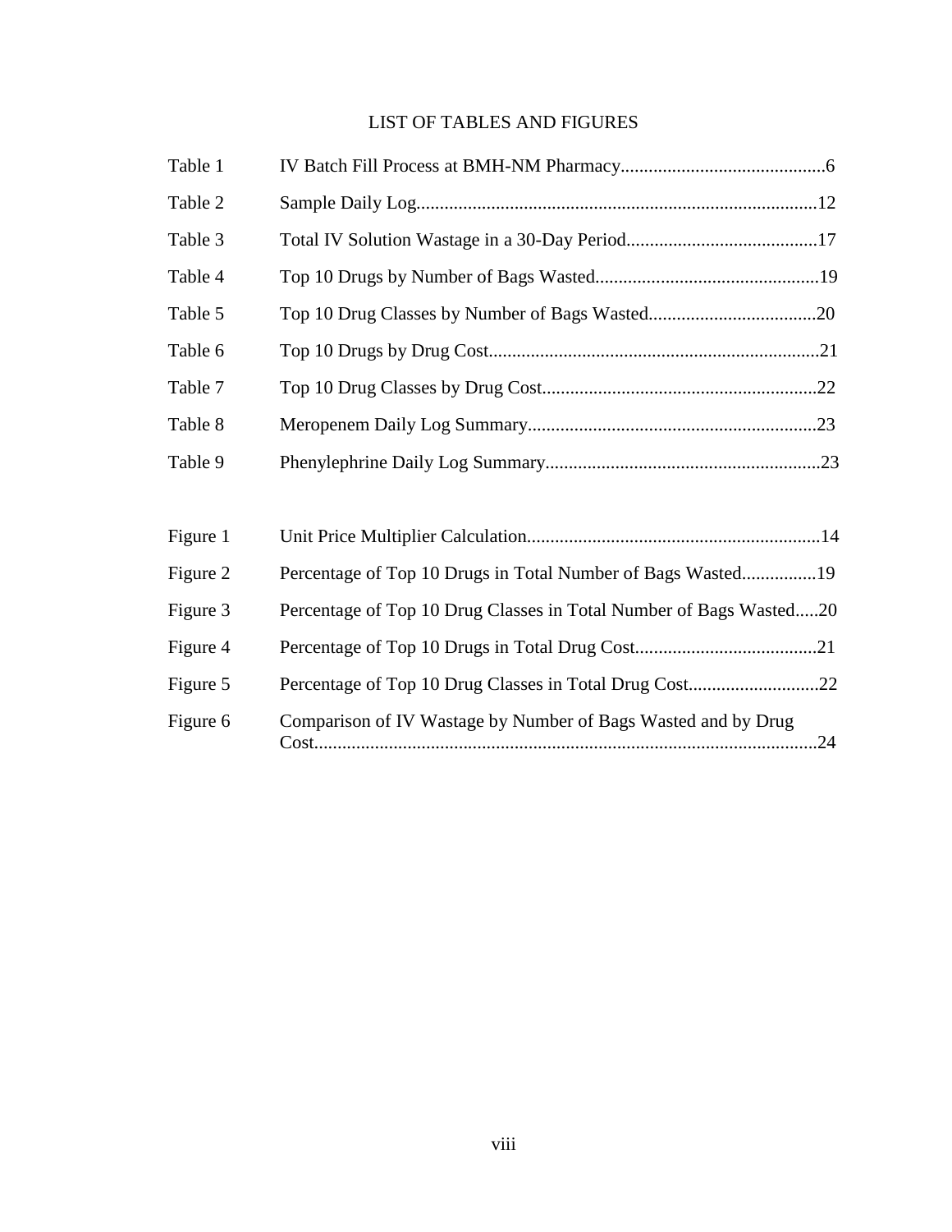# LIST OF TABLES AND FIGURES

| | | |
|---|---|---|
| Table 1 | IV Batch Fill Process at BMH-NM Pharmacy | 6 |
| Table 2 | Sample Daily Log | 12 |
| Table 3 | Total IV Solution Wastage in a 30-Day Period | 17 |
| Table 4 | Top 10 Drugs by Number of Bags Wasted | 19 |
| Table 5 | Top 10 Drug Classes by Number of Bags Wasted | 20 |
| Table 6 | Top 10 Drugs by Drug Cost | 21 |
| Table 7 | Top 10 Drug Classes by Drug Cost | 22 |
| Table 8 | Meropenem Daily Log Summary | 23 |
| Table 9 | Phenylephrine Daily Log Summary | 23 |

| | | |
|---|---|---|
| Figure 1 | Unit Price Multiplier Calculation | 14 |
| Figure 2 | Percentage of Top 10 Drugs in Total Number of Bags Wasted | 19 |
| Figure 3 | Percentage of Top 10 Drug Classes in Total Number of Bags Wasted | 20 |
| Figure 4 | Percentage of Top 10 Drugs in Total Drug Cost | 21 |
| Figure 5 | Percentage of Top 10 Drug Classes in Total Drug Cost | 22 |
| Figure 6 | Comparison of IV Wastage by Number of Bags Wasted and by Drug Cost | 24 |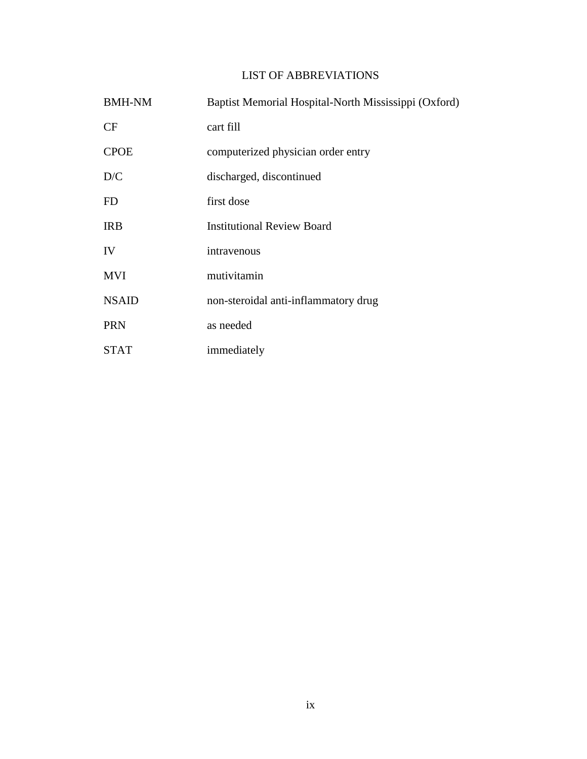# LIST OF ABBREVIATIONS

| | |
|---|---|
| BMH-NM | Baptist Memorial Hospital-North Mississippi (Oxford) |
| CF | cart fill |
| CPOE | computerized physician order entry |
| D/C | discharged, discontinued |
| FD | first dose |
| IRB | Institutional Review Board |
| IV | intravenous |
| MVI | mutivitamin |
| NSAID | non-steroidal anti-inflammatory drug |
| PRN | as needed |
| STAT | immediately |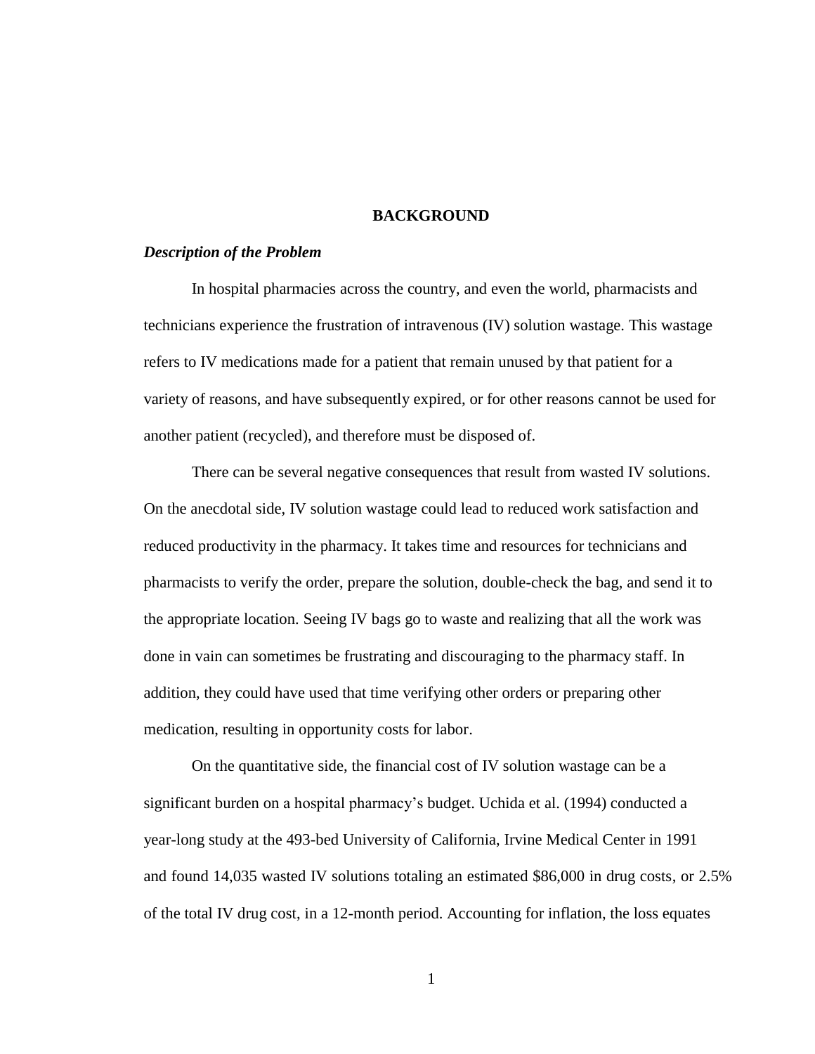# BACKGROUND

***Description of the Problem***

In hospital pharmacies across the country, and even the world, pharmacists and technicians experience the frustration of intravenous (IV) solution wastage. This wastage refers to IV medications made for a patient that remain unused by that patient for a variety of reasons, and have subsequently expired, or for other reasons cannot be used for another patient (recycled), and therefore must be disposed of.

There can be several negative consequences that result from wasted IV solutions. On the anecdotal side, IV solution wastage could lead to reduced work satisfaction and reduced productivity in the pharmacy. It takes time and resources for technicians and pharmacists to verify the order, prepare the solution, double-check the bag, and send it to the appropriate location. Seeing IV bags go to waste and realizing that all the work was done in vain can sometimes be frustrating and discouraging to the pharmacy staff. In addition, they could have used that time verifying other orders or preparing other medication, resulting in opportunity costs for labor.

On the quantitative side, the financial cost of IV solution wastage can be a significant burden on a hospital pharmacy's budget. Uchida et al. (1994) conducted a year-long study at the 493-bed University of California, Irvine Medical Center in 1991 and found 14,035 wasted IV solutions totaling an estimated $86,000 in drug costs, or 2.5% of the total IV drug cost, in a 12-month period. Accounting for inflation, the loss equates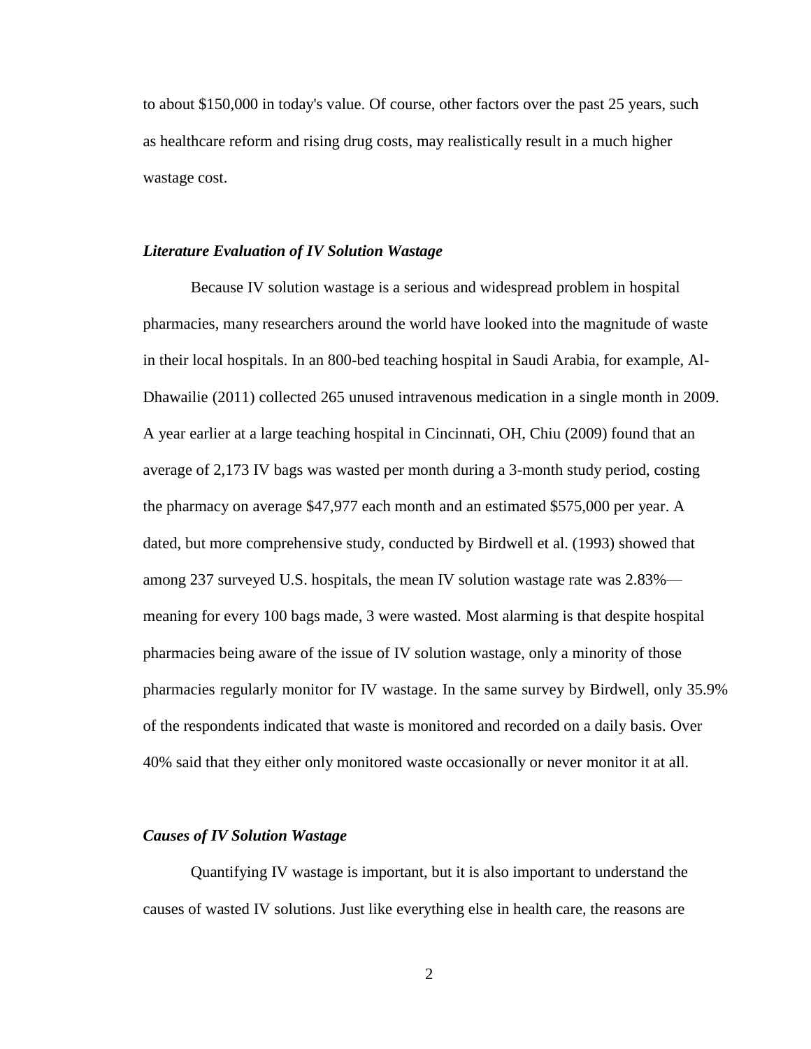to about $150,000 in today's value. Of course, other factors over the past 25 years, such as healthcare reform and rising drug costs, may realistically result in a much higher wastage cost.

### *Literature Evaluation of IV Solution Wastage*

Because IV solution wastage is a serious and widespread problem in hospital pharmacies, many researchers around the world have looked into the magnitude of waste in their local hospitals. In an 800-bed teaching hospital in Saudi Arabia, for example, Al-Dhawailie (2011) collected 265 unused intravenous medication in a single month in 2009. A year earlier at a large teaching hospital in Cincinnati, OH, Chiu (2009) found that an average of 2,173 IV bags was wasted per month during a 3-month study period, costing the pharmacy on average $47,977 each month and an estimated $575,000 per year. A dated, but more comprehensive study, conducted by Birdwell et al. (1993) showed that among 237 surveyed U.S. hospitals, the mean IV solution wastage rate was 2.83%—meaning for every 100 bags made, 3 were wasted. Most alarming is that despite hospital pharmacies being aware of the issue of IV solution wastage, only a minority of those pharmacies regularly monitor for IV wastage. In the same survey by Birdwell, only 35.9% of the respondents indicated that waste is monitored and recorded on a daily basis. Over 40% said that they either only monitored waste occasionally or never monitor it at all.

### *Causes of IV Solution Wastage*

Quantifying IV wastage is important, but it is also important to understand the causes of wasted IV solutions. Just like everything else in health care, the reasons are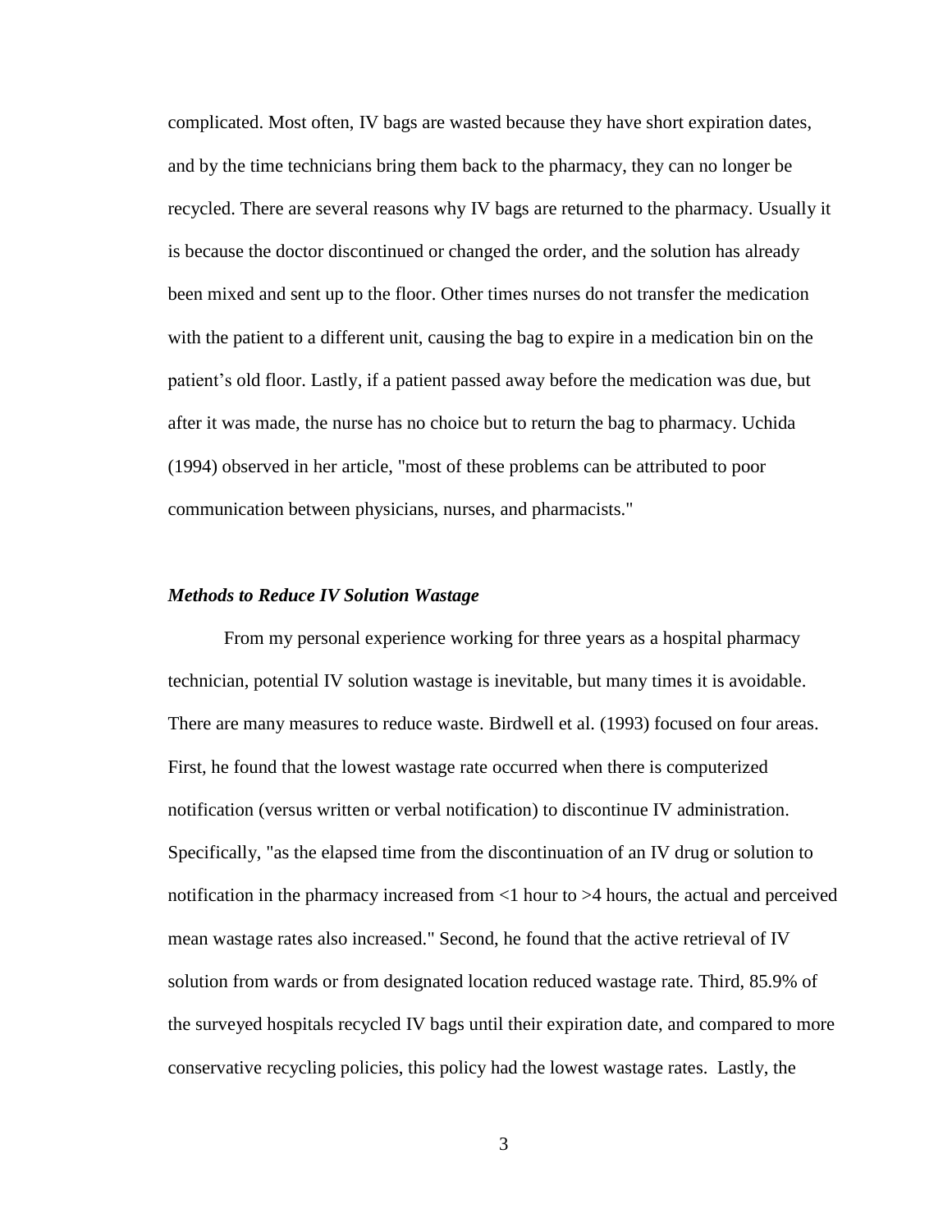complicated. Most often, IV bags are wasted because they have short expiration dates, and by the time technicians bring them back to the pharmacy, they can no longer be recycled. There are several reasons why IV bags are returned to the pharmacy. Usually it is because the doctor discontinued or changed the order, and the solution has already been mixed and sent up to the floor. Other times nurses do not transfer the medication with the patient to a different unit, causing the bag to expire in a medication bin on the patient's old floor. Lastly, if a patient passed away before the medication was due, but after it was made, the nurse has no choice but to return the bag to pharmacy. Uchida (1994) observed in her article, "most of these problems can be attributed to poor communication between physicians, nurses, and pharmacists."

### *Methods to Reduce IV Solution Wastage*

From my personal experience working for three years as a hospital pharmacy technician, potential IV solution wastage is inevitable, but many times it is avoidable. There are many measures to reduce waste. Birdwell et al. (1993) focused on four areas. First, he found that the lowest wastage rate occurred when there is computerized notification (versus written or verbal notification) to discontinue IV administration. Specifically, "as the elapsed time from the discontinuation of an IV drug or solution to notification in the pharmacy increased from <1 hour to >4 hours, the actual and perceived mean wastage rates also increased." Second, he found that the active retrieval of IV solution from wards or from designated location reduced wastage rate. Third, 85.9% of the surveyed hospitals recycled IV bags until their expiration date, and compared to more conservative recycling policies, this policy had the lowest wastage rates. Lastly, the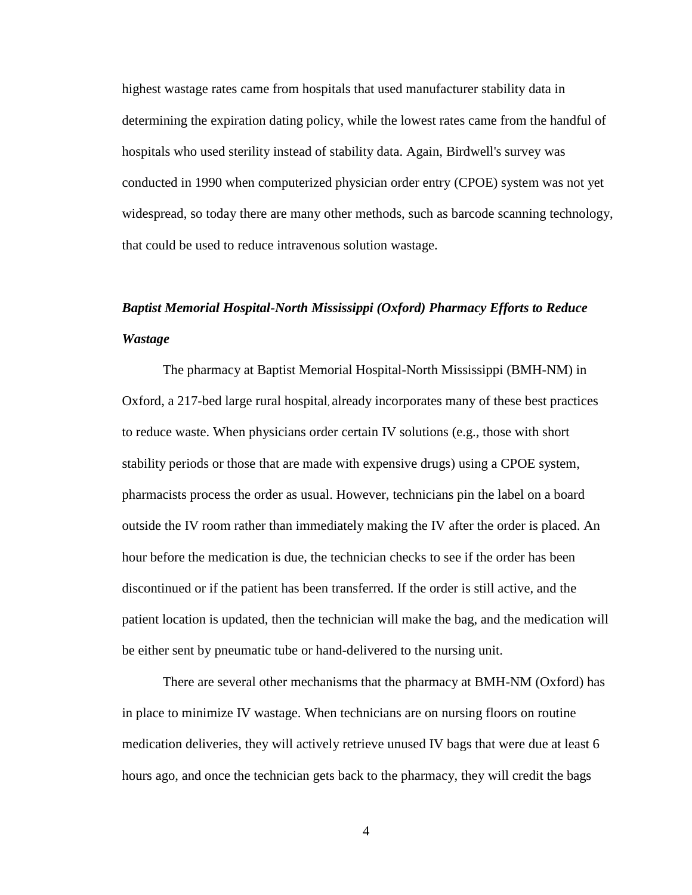highest wastage rates came from hospitals that used manufacturer stability data in determining the expiration dating policy, while the lowest rates came from the handful of hospitals who used sterility instead of stability data. Again, Birdwell's survey was conducted in 1990 when computerized physician order entry (CPOE) system was not yet widespread, so today there are many other methods, such as barcode scanning technology, that could be used to reduce intravenous solution wastage.

### *Baptist Memorial Hospital-North Mississippi (Oxford) Pharmacy Efforts to Reduce Wastage*

The pharmacy at Baptist Memorial Hospital-North Mississippi (BMH-NM) in Oxford, a 217-bed large rural hospital, already incorporates many of these best practices to reduce waste. When physicians order certain IV solutions (e.g., those with short stability periods or those that are made with expensive drugs) using a CPOE system, pharmacists process the order as usual. However, technicians pin the label on a board outside the IV room rather than immediately making the IV after the order is placed. An hour before the medication is due, the technician checks to see if the order has been discontinued or if the patient has been transferred. If the order is still active, and the patient location is updated, then the technician will make the bag, and the medication will be either sent by pneumatic tube or hand-delivered to the nursing unit.

There are several other mechanisms that the pharmacy at BMH-NM (Oxford) has in place to minimize IV wastage. When technicians are on nursing floors on routine medication deliveries, they will actively retrieve unused IV bags that were due at least 6 hours ago, and once the technician gets back to the pharmacy, they will credit the bags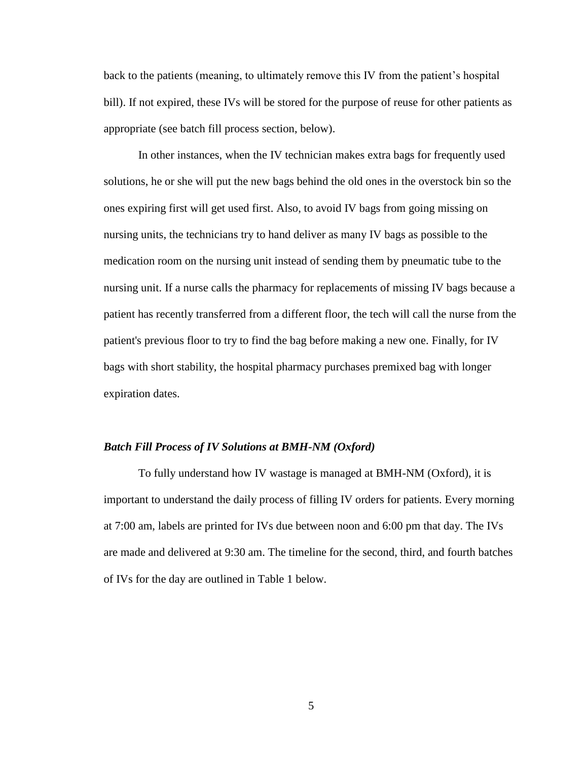back to the patients (meaning, to ultimately remove this IV from the patient's hospital bill). If not expired, these IVs will be stored for the purpose of reuse for other patients as appropriate (see batch fill process section, below).

In other instances, when the IV technician makes extra bags for frequently used solutions, he or she will put the new bags behind the old ones in the overstock bin so the ones expiring first will get used first. Also, to avoid IV bags from going missing on nursing units, the technicians try to hand deliver as many IV bags as possible to the medication room on the nursing unit instead of sending them by pneumatic tube to the nursing unit. If a nurse calls the pharmacy for replacements of missing IV bags because a patient has recently transferred from a different floor, the tech will call the nurse from the patient's previous floor to try to find the bag before making a new one. Finally, for IV bags with short stability, the hospital pharmacy purchases premixed bag with longer expiration dates.

### *Batch Fill Process of IV Solutions at BMH-NM (Oxford)*

To fully understand how IV wastage is managed at BMH-NM (Oxford), it is important to understand the daily process of filling IV orders for patients. Every morning at 7:00 am, labels are printed for IVs due between noon and 6:00 pm that day. The IVs are made and delivered at 9:30 am. The timeline for the second, third, and fourth batches of IVs for the day are outlined in Table 1 below.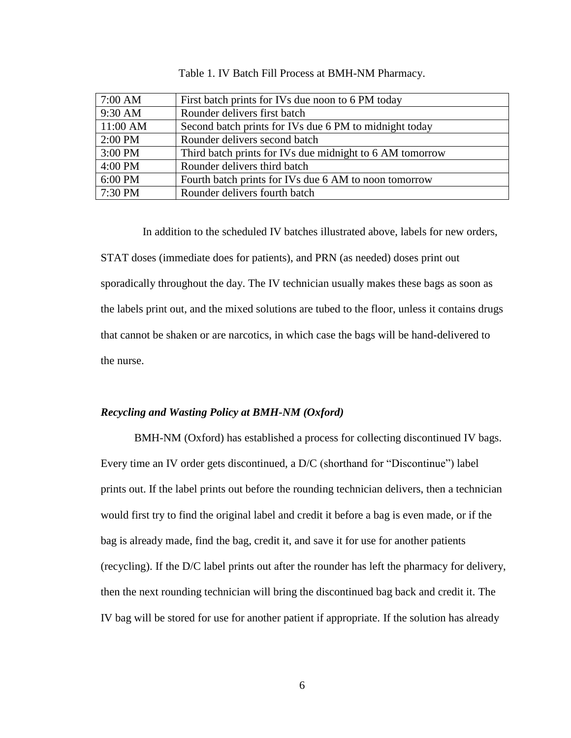Table 1. IV Batch Fill Process at BMH-NM Pharmacy.

| | |
|---|---|
| 7:00 AM | First batch prints for IVs due noon to 6 PM today |
| 9:30 AM | Rounder delivers first batch |
| 11:00 AM | Second batch prints for IVs due 6 PM to midnight today |
| 2:00 PM | Rounder delivers second batch |
| 3:00 PM | Third batch prints for IVs due midnight to 6 AM tomorrow |
| 4:00 PM | Rounder delivers third batch |
| 6:00 PM | Fourth batch prints for IVs due 6 AM to noon tomorrow |
| 7:30 PM | Rounder delivers fourth batch |

In addition to the scheduled IV batches illustrated above, labels for new orders, STAT doses (immediate does for patients), and PRN (as needed) doses print out sporadically throughout the day. The IV technician usually makes these bags as soon as the labels print out, and the mixed solutions are tubed to the floor, unless it contains drugs that cannot be shaken or are narcotics, in which case the bags will be hand-delivered to the nurse.

### *Recycling and Wasting Policy at BMH-NM (Oxford)*

BMH-NM (Oxford) has established a process for collecting discontinued IV bags. Every time an IV order gets discontinued, a D/C (shorthand for "Discontinue") label prints out. If the label prints out before the rounding technician delivers, then a technician would first try to find the original label and credit it before a bag is even made, or if the bag is already made, find the bag, credit it, and save it for use for another patients (recycling). If the D/C label prints out after the rounder has left the pharmacy for delivery, then the next rounding technician will bring the discontinued bag back and credit it. The IV bag will be stored for use for another patient if appropriate. If the solution has already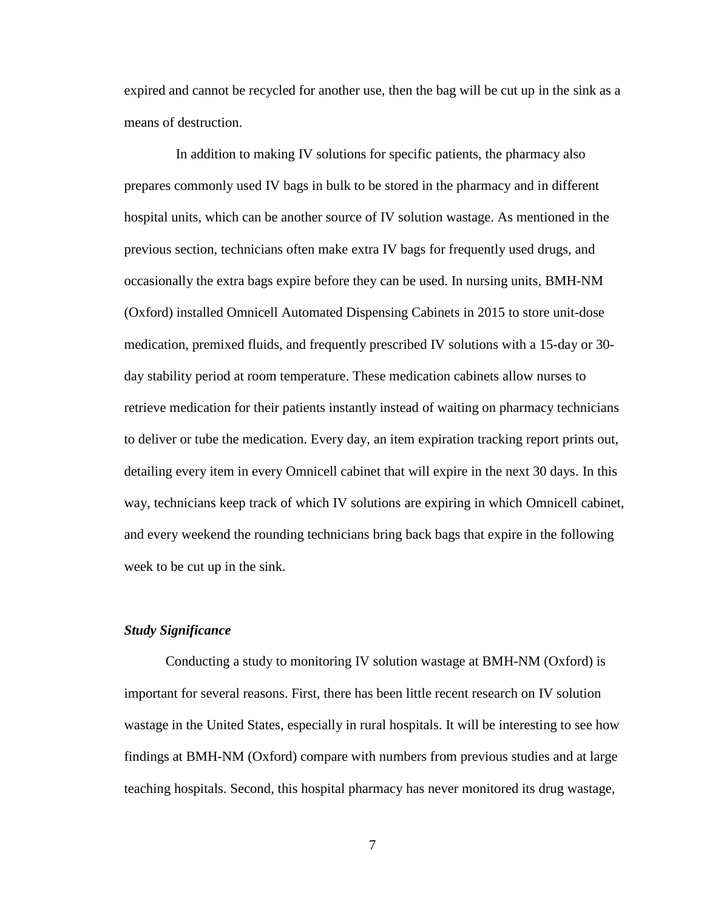expired and cannot be recycled for another use, then the bag will be cut up in the sink as a means of destruction.

In addition to making IV solutions for specific patients, the pharmacy also prepares commonly used IV bags in bulk to be stored in the pharmacy and in different hospital units, which can be another source of IV solution wastage. As mentioned in the previous section, technicians often make extra IV bags for frequently used drugs, and occasionally the extra bags expire before they can be used. In nursing units, BMH-NM (Oxford) installed Omnicell Automated Dispensing Cabinets in 2015 to store unit-dose medication, premixed fluids, and frequently prescribed IV solutions with a 15-day or 30-day stability period at room temperature. These medication cabinets allow nurses to retrieve medication for their patients instantly instead of waiting on pharmacy technicians to deliver or tube the medication. Every day, an item expiration tracking report prints out, detailing every item in every Omnicell cabinet that will expire in the next 30 days. In this way, technicians keep track of which IV solutions are expiring in which Omnicell cabinet, and every weekend the rounding technicians bring back bags that expire in the following week to be cut up in the sink.

### *Study Significance*

Conducting a study to monitoring IV solution wastage at BMH-NM (Oxford) is important for several reasons. First, there has been little recent research on IV solution wastage in the United States, especially in rural hospitals. It will be interesting to see how findings at BMH-NM (Oxford) compare with numbers from previous studies and at large teaching hospitals. Second, this hospital pharmacy has never monitored its drug wastage,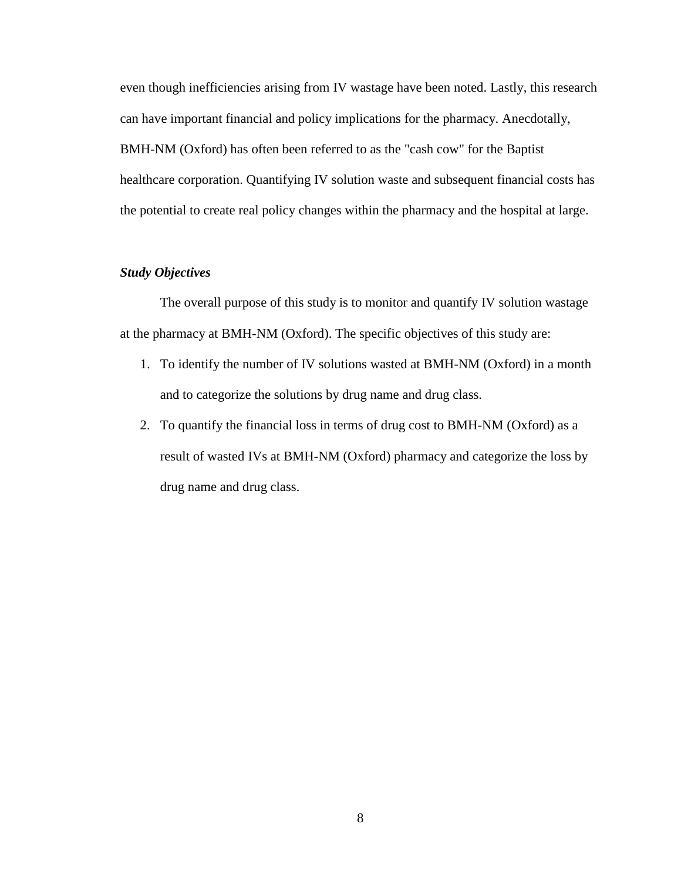even though inefficiencies arising from IV wastage have been noted. Lastly, this research can have important financial and policy implications for the pharmacy. Anecdotally, BMH-NM (Oxford) has often been referred to as the "cash cow" for the Baptist healthcare corporation. Quantifying IV solution waste and subsequent financial costs has the potential to create real policy changes within the pharmacy and the hospital at large.

### *Study Objectives*

The overall purpose of this study is to monitor and quantify IV solution wastage at the pharmacy at BMH-NM (Oxford). The specific objectives of this study are:

1. To identify the number of IV solutions wasted at BMH-NM (Oxford) in a month and to categorize the solutions by drug name and drug class.
2. To quantify the financial loss in terms of drug cost to BMH-NM (Oxford) as a result of wasted IVs at BMH-NM (Oxford) pharmacy and categorize the loss by drug name and drug class.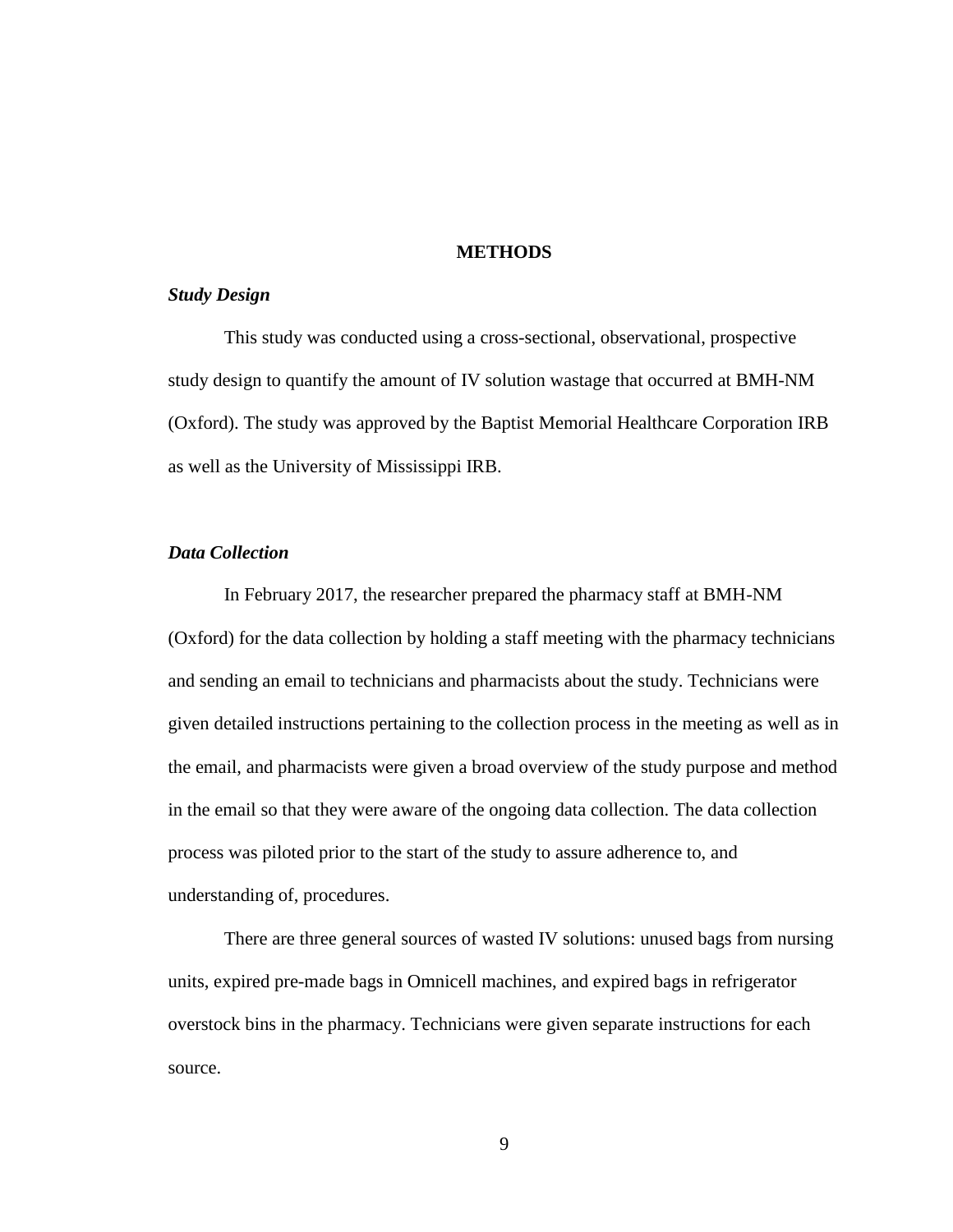# METHODS

### *Study Design*

This study was conducted using a cross-sectional, observational, prospective study design to quantify the amount of IV solution wastage that occurred at BMH-NM (Oxford). The study was approved by the Baptist Memorial Healthcare Corporation IRB as well as the University of Mississippi IRB.

### *Data Collection*

In February 2017, the researcher prepared the pharmacy staff at BMH-NM (Oxford) for the data collection by holding a staff meeting with the pharmacy technicians and sending an email to technicians and pharmacists about the study. Technicians were given detailed instructions pertaining to the collection process in the meeting as well as in the email, and pharmacists were given a broad overview of the study purpose and method in the email so that they were aware of the ongoing data collection. The data collection process was piloted prior to the start of the study to assure adherence to, and understanding of, procedures.

There are three general sources of wasted IV solutions: unused bags from nursing units, expired pre-made bags in Omnicell machines, and expired bags in refrigerator overstock bins in the pharmacy. Technicians were given separate instructions for each source.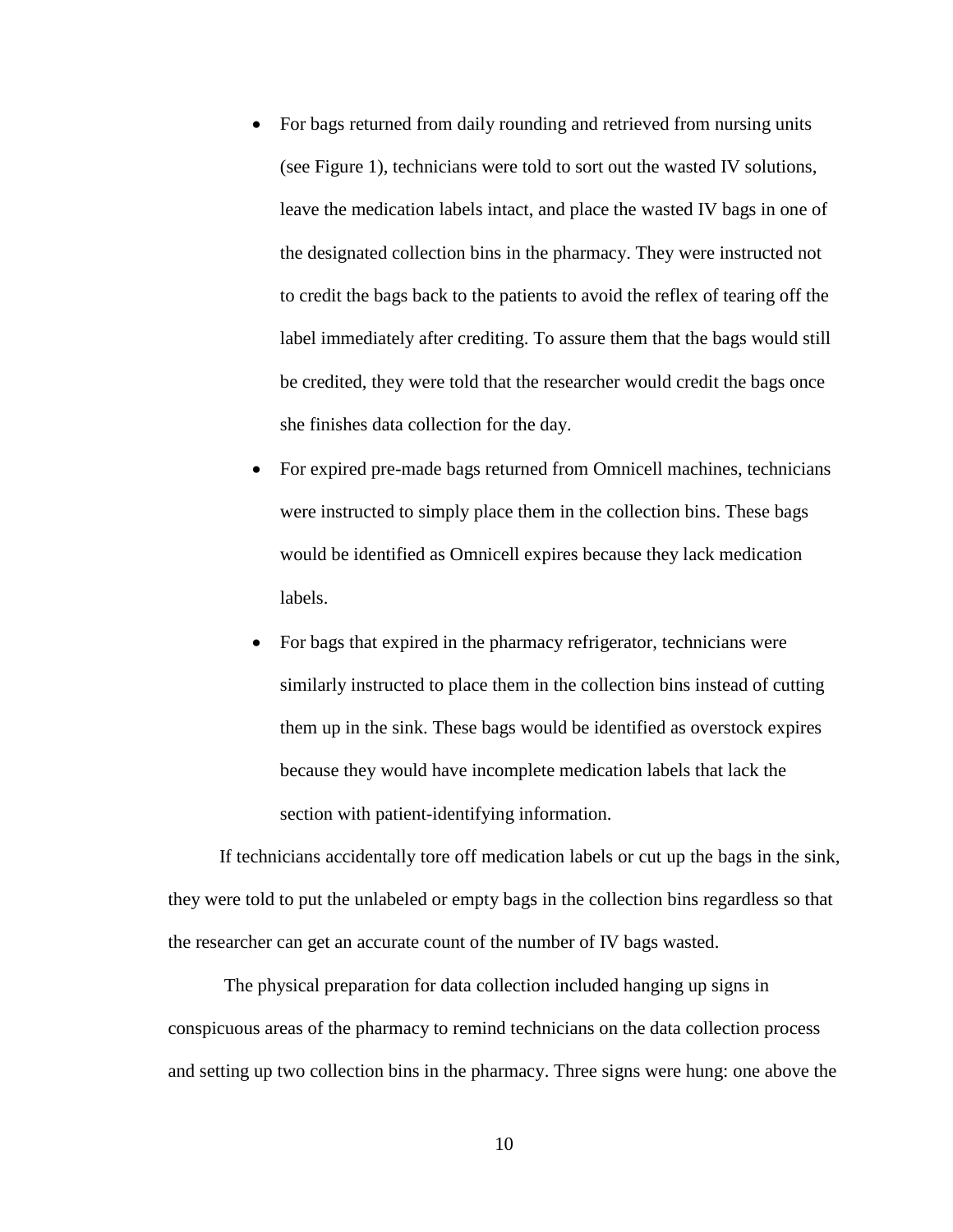- For bags returned from daily rounding and retrieved from nursing units (see Figure 1), technicians were told to sort out the wasted IV solutions, leave the medication labels intact, and place the wasted IV bags in one of the designated collection bins in the pharmacy. They were instructed not to credit the bags back to the patients to avoid the reflex of tearing off the label immediately after crediting. To assure them that the bags would still be credited, they were told that the researcher would credit the bags once she finishes data collection for the day.
- For expired pre-made bags returned from Omnicell machines, technicians were instructed to simply place them in the collection bins. These bags would be identified as Omnicell expires because they lack medication labels.
- For bags that expired in the pharmacy refrigerator, technicians were similarly instructed to place them in the collection bins instead of cutting them up in the sink. These bags would be identified as overstock expires because they would have incomplete medication labels that lack the section with patient-identifying information.

If technicians accidentally tore off medication labels or cut up the bags in the sink, they were told to put the unlabeled or empty bags in the collection bins regardless so that the researcher can get an accurate count of the number of IV bags wasted.

The physical preparation for data collection included hanging up signs in conspicuous areas of the pharmacy to remind technicians on the data collection process and setting up two collection bins in the pharmacy. Three signs were hung: one above the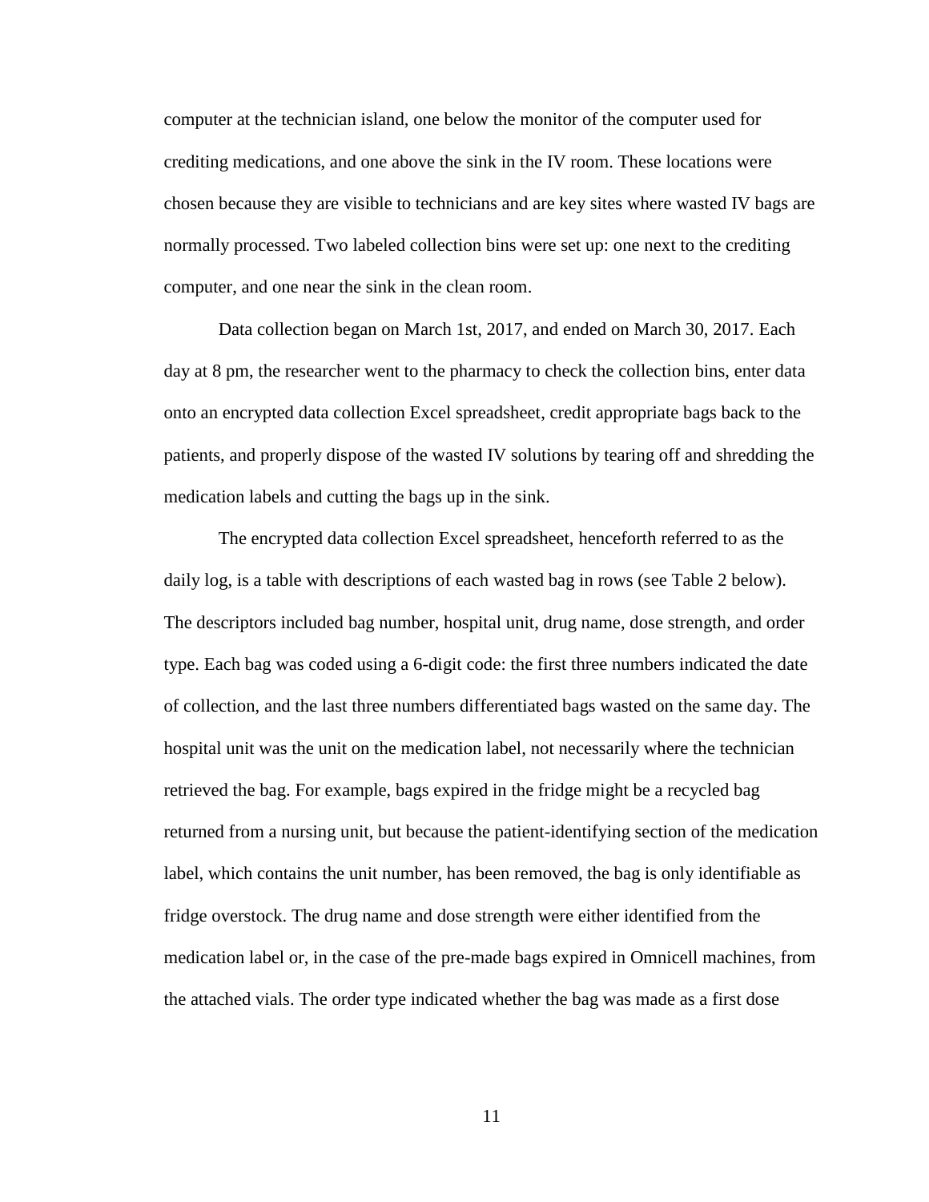computer at the technician island, one below the monitor of the computer used for crediting medications, and one above the sink in the IV room. These locations were chosen because they are visible to technicians and are key sites where wasted IV bags are normally processed. Two labeled collection bins were set up: one next to the crediting computer, and one near the sink in the clean room.

Data collection began on March 1st, 2017, and ended on March 30, 2017. Each day at 8 pm, the researcher went to the pharmacy to check the collection bins, enter data onto an encrypted data collection Excel spreadsheet, credit appropriate bags back to the patients, and properly dispose of the wasted IV solutions by tearing off and shredding the medication labels and cutting the bags up in the sink.

The encrypted data collection Excel spreadsheet, henceforth referred to as the daily log, is a table with descriptions of each wasted bag in rows (see Table 2 below). The descriptors included bag number, hospital unit, drug name, dose strength, and order type. Each bag was coded using a 6-digit code: the first three numbers indicated the date of collection, and the last three numbers differentiated bags wasted on the same day. The hospital unit was the unit on the medication label, not necessarily where the technician retrieved the bag. For example, bags expired in the fridge might be a recycled bag returned from a nursing unit, but because the patient-identifying section of the medication label, which contains the unit number, has been removed, the bag is only identifiable as fridge overstock. The drug name and dose strength were either identified from the medication label or, in the case of the pre-made bags expired in Omnicell machines, from the attached vials. The order type indicated whether the bag was made as a first dose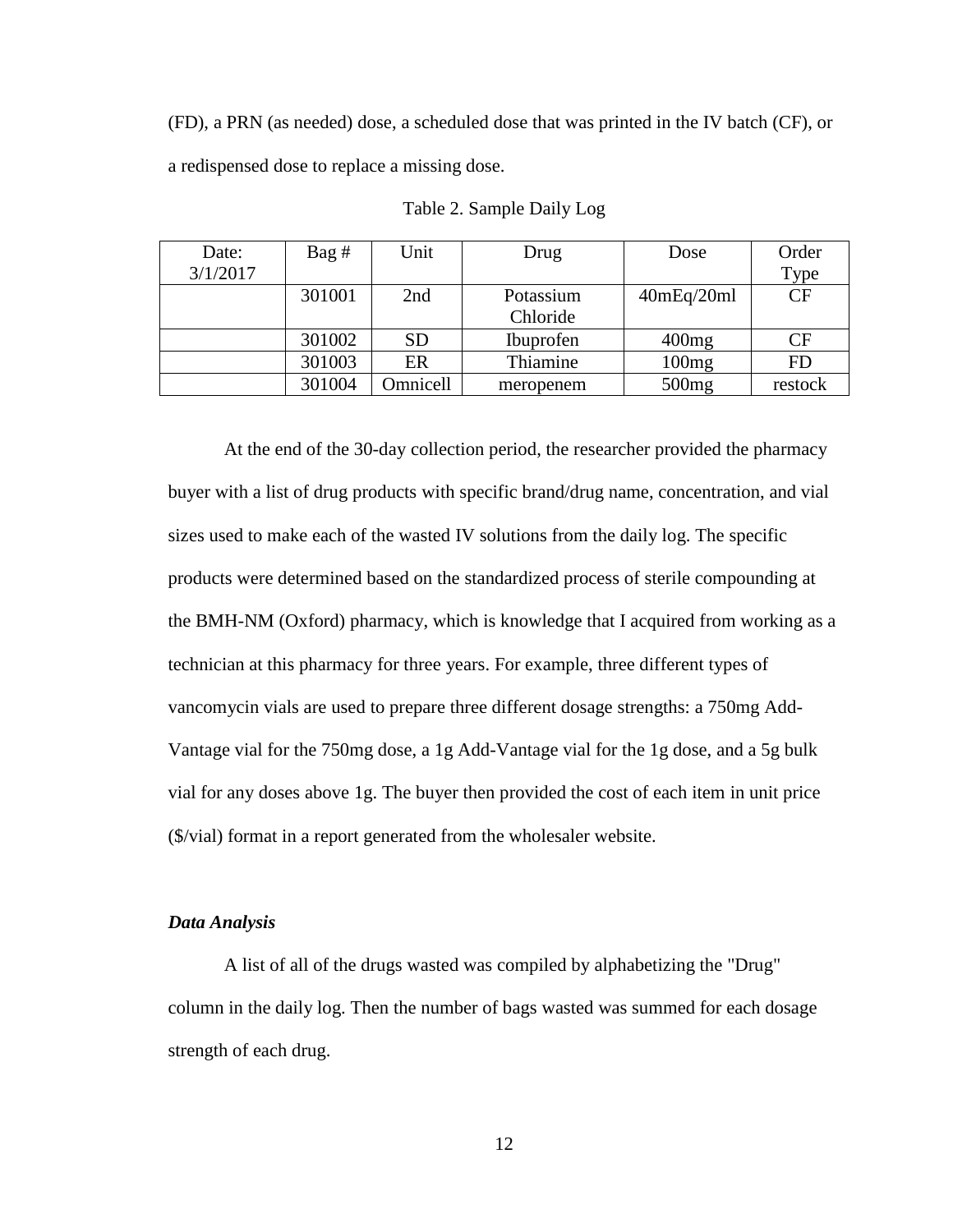(FD), a PRN (as needed) dose, a scheduled dose that was printed in the IV batch (CF), or a redispensed dose to replace a missing dose.

Table 2. Sample Daily Log

| Date: 3/1/2017 | Bag # | Unit | Drug | Dose | Order Type |
|---|---|---|---|---|---|
| | 301001 | 2nd | Potassium Chloride | 40mEq/20ml | CF |
| | 301002 | SD | Ibuprofen | 400mg | CF |
| | 301003 | ER | Thiamine | 100mg | FD |
| | 301004 | Omnicell | meropenem | 500mg | restock |

At the end of the 30-day collection period, the researcher provided the pharmacy buyer with a list of drug products with specific brand/drug name, concentration, and vial sizes used to make each of the wasted IV solutions from the daily log. The specific products were determined based on the standardized process of sterile compounding at the BMH-NM (Oxford) pharmacy, which is knowledge that I acquired from working as a technician at this pharmacy for three years. For example, three different types of vancomycin vials are used to prepare three different dosage strengths: a 750mg Add-Vantage vial for the 750mg dose, a 1g Add-Vantage vial for the 1g dose, and a 5g bulk vial for any doses above 1g. The buyer then provided the cost of each item in unit price ($/vial) format in a report generated from the wholesaler website.

### *Data Analysis*

A list of all of the drugs wasted was compiled by alphabetizing the "Drug" column in the daily log. Then the number of bags wasted was summed for each dosage strength of each drug.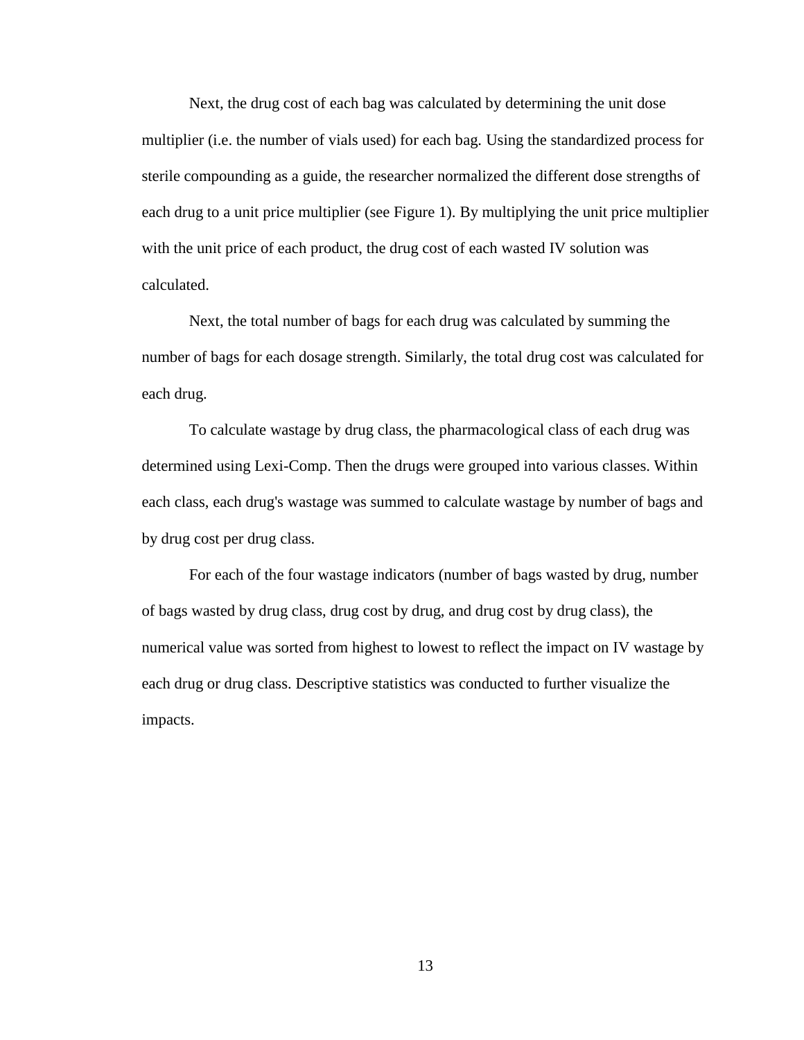Next, the drug cost of each bag was calculated by determining the unit dose multiplier (i.e. the number of vials used) for each bag. Using the standardized process for sterile compounding as a guide, the researcher normalized the different dose strengths of each drug to a unit price multiplier (see Figure 1). By multiplying the unit price multiplier with the unit price of each product, the drug cost of each wasted IV solution was calculated.

Next, the total number of bags for each drug was calculated by summing the number of bags for each dosage strength. Similarly, the total drug cost was calculated for each drug.

To calculate wastage by drug class, the pharmacological class of each drug was determined using Lexi-Comp. Then the drugs were grouped into various classes. Within each class, each drug's wastage was summed to calculate wastage by number of bags and by drug cost per drug class.

For each of the four wastage indicators (number of bags wasted by drug, number of bags wasted by drug class, drug cost by drug, and drug cost by drug class), the numerical value was sorted from highest to lowest to reflect the impact on IV wastage by each drug or drug class. Descriptive statistics was conducted to further visualize the impacts.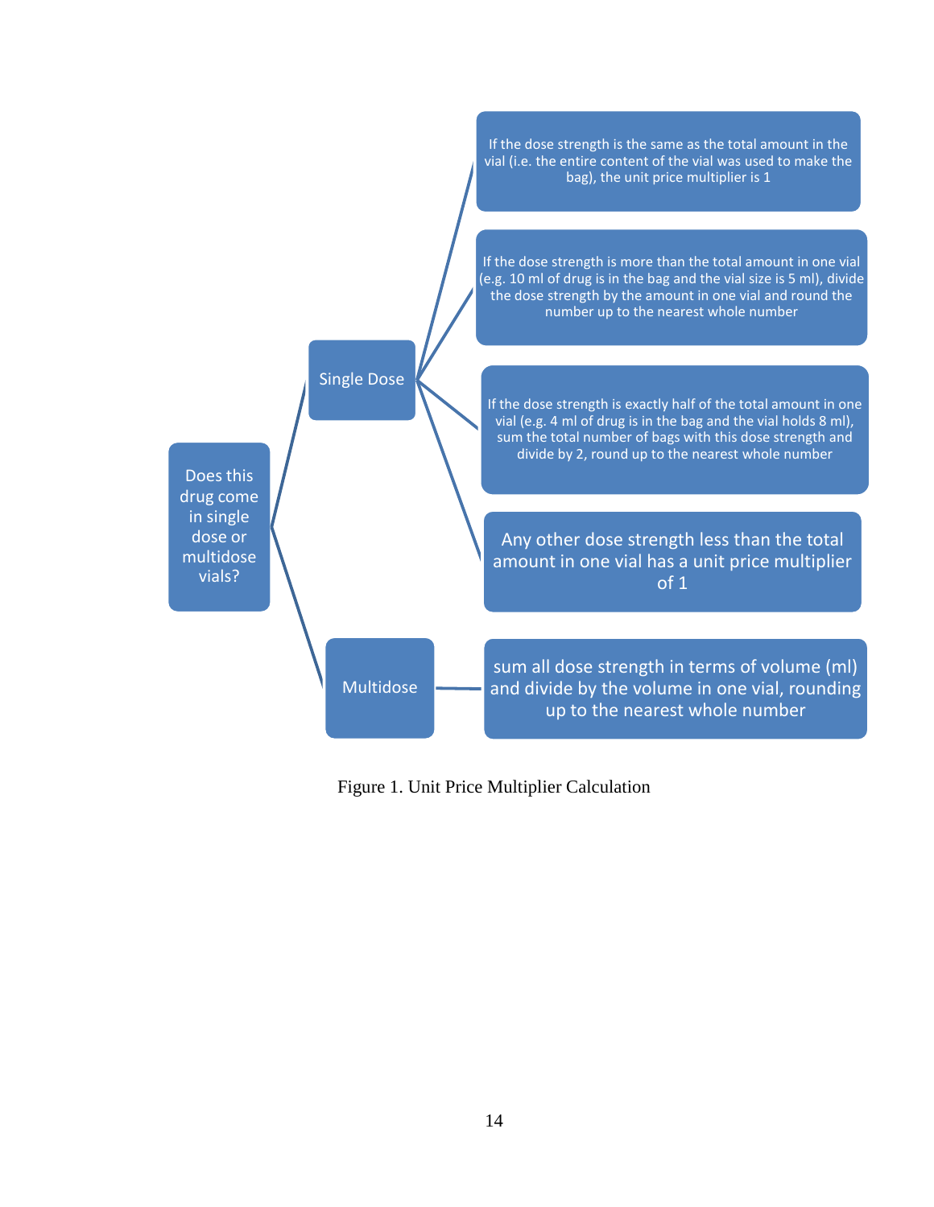Does this drug come in single dose or multidose vials?

- **Single Dose**
  - If the dose strength is the same as the total amount in the vial (i.e. the entire content of the vial was used to make the bag), the unit price multiplier is 1
  - If the dose strength is more than the total amount in one vial (e.g. 10 ml of drug is in the bag and the vial size is 5 ml), divide the dose strength by the amount in one vial and round the number up to the nearest whole number
  - If the dose strength is exactly half of the total amount in one vial (e.g. 4 ml of drug is in the bag and the vial holds 8 ml), sum the total number of bags with this dose strength and divide by 2, round up to the nearest whole number
  - Any other dose strength less than the total amount in one vial has a unit price multiplier of 1
- **Multidose**
  - sum all dose strength in terms of volume (ml) and divide by the volume in one vial, rounding up to the nearest whole number

Figure 1. Unit Price Multiplier Calculation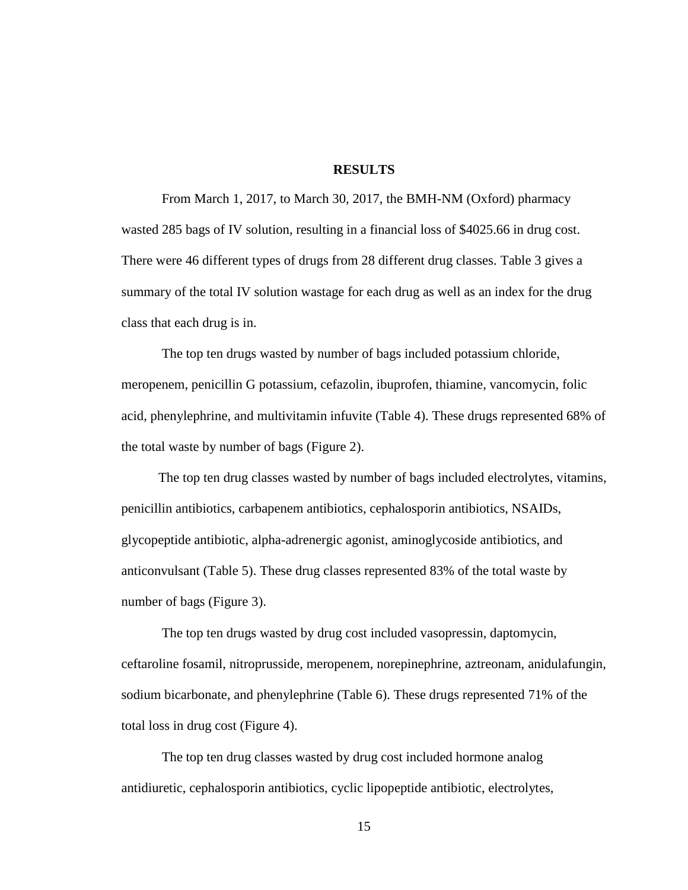# RESULTS

From March 1, 2017, to March 30, 2017, the BMH-NM (Oxford) pharmacy wasted 285 bags of IV solution, resulting in a financial loss of $4025.66 in drug cost. There were 46 different types of drugs from 28 different drug classes. Table 3 gives a summary of the total IV solution wastage for each drug as well as an index for the drug class that each drug is in.

The top ten drugs wasted by number of bags included potassium chloride, meropenem, penicillin G potassium, cefazolin, ibuprofen, thiamine, vancomycin, folic acid, phenylephrine, and multivitamin infuvite (Table 4). These drugs represented 68% of the total waste by number of bags (Figure 2).

The top ten drug classes wasted by number of bags included electrolytes, vitamins, penicillin antibiotics, carbapenem antibiotics, cephalosporin antibiotics, NSAIDs, glycopeptide antibiotic, alpha-adrenergic agonist, aminoglycoside antibiotics, and anticonvulsant (Table 5). These drug classes represented 83% of the total waste by number of bags (Figure 3).

The top ten drugs wasted by drug cost included vasopressin, daptomycin, ceftaroline fosamil, nitroprusside, meropenem, norepinephrine, aztreonam, anidulafungin, sodium bicarbonate, and phenylephrine (Table 6). These drugs represented 71% of the total loss in drug cost (Figure 4).

The top ten drug classes wasted by drug cost included hormone analog antidiuretic, cephalosporin antibiotics, cyclic lipopeptide antibiotic, electrolytes,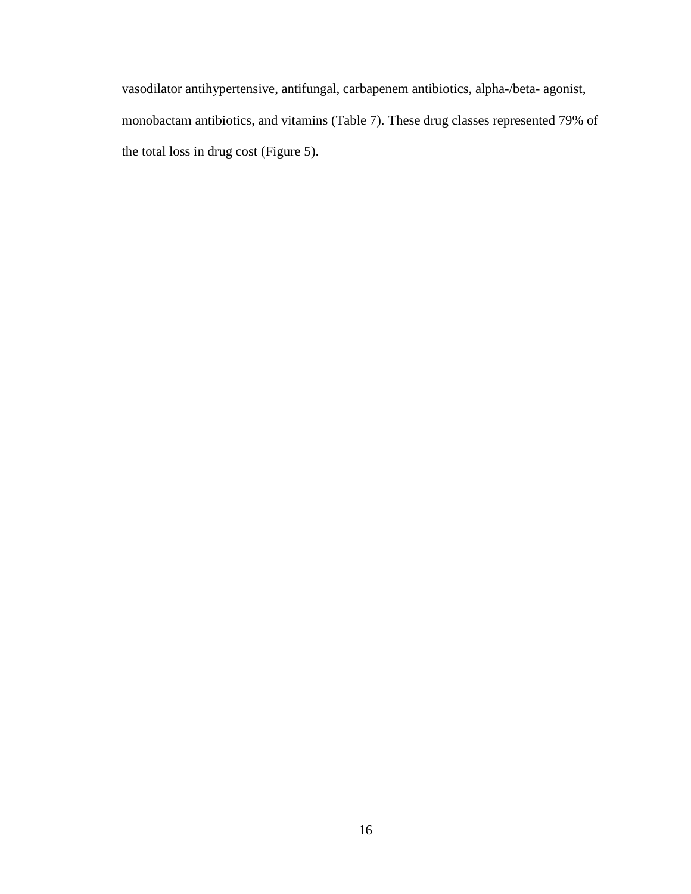vasodilator antihypertensive, antifungal, carbapenem antibiotics, alpha-/beta- agonist, monobactam antibiotics, and vitamins (Table 7). These drug classes represented 79% of the total loss in drug cost (Figure 5).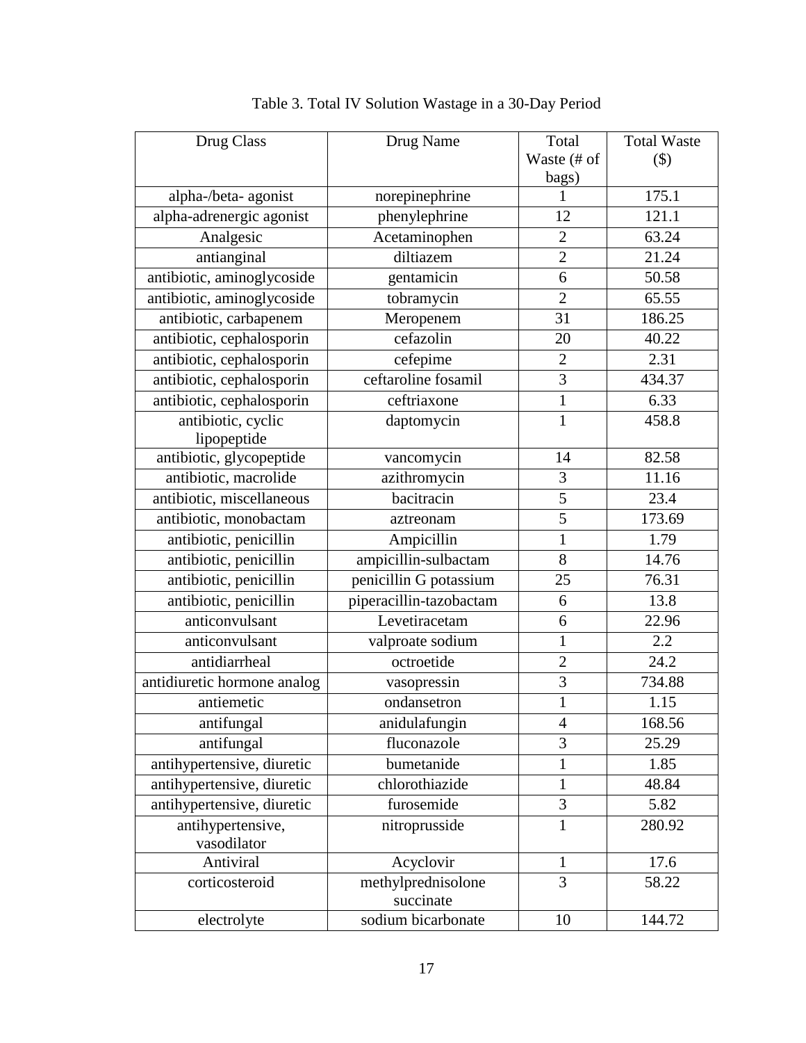Table 3. Total IV Solution Wastage in a 30-Day Period

| Drug Class | Drug Name | Total Waste (# of bags) | Total Waste ($) |
|---|---|---|---|
| alpha-/beta- agonist | norepinephrine | 1 | 175.1 |
| alpha-adrenergic agonist | phenylephrine | 12 | 121.1 |
| Analgesic | Acetaminophen | 2 | 63.24 |
| antianginal | diltiazem | 2 | 21.24 |
| antibiotic, aminoglycoside | gentamicin | 6 | 50.58 |
| antibiotic, aminoglycoside | tobramycin | 2 | 65.55 |
| antibiotic, carbapenem | Meropenem | 31 | 186.25 |
| antibiotic, cephalosporin | cefazolin | 20 | 40.22 |
| antibiotic, cephalosporin | cefepime | 2 | 2.31 |
| antibiotic, cephalosporin | ceftaroline fosamil | 3 | 434.37 |
| antibiotic, cephalosporin | ceftriaxone | 1 | 6.33 |
| antibiotic, cyclic lipopeptide | daptomycin | 1 | 458.8 |
| antibiotic, glycopeptide | vancomycin | 14 | 82.58 |
| antibiotic, macrolide | azithromycin | 3 | 11.16 |
| antibiotic, miscellaneous | bacitracin | 5 | 23.4 |
| antibiotic, monobactam | aztreonam | 5 | 173.69 |
| antibiotic, penicillin | Ampicillin | 1 | 1.79 |
| antibiotic, penicillin | ampicillin-sulbactam | 8 | 14.76 |
| antibiotic, penicillin | penicillin G potassium | 25 | 76.31 |
| antibiotic, penicillin | piperacillin-tazobactam | 6 | 13.8 |
| anticonvulsant | Levetiracetam | 6 | 22.96 |
| anticonvulsant | valproate sodium | 1 | 2.2 |
| antidiarrheal | octroetide | 2 | 24.2 |
| antidiuretic hormone analog | vasopressin | 3 | 734.88 |
| antiemetic | ondansetron | 1 | 1.15 |
| antifungal | anidulafungin | 4 | 168.56 |
| antifungal | fluconazole | 3 | 25.29 |
| antihypertensive, diuretic | bumetanide | 1 | 1.85 |
| antihypertensive, diuretic | chlorothiazide | 1 | 48.84 |
| antihypertensive, diuretic | furosemide | 3 | 5.82 |
| antihypertensive, vasodilator | nitroprusside | 1 | 280.92 |
| Antiviral | Acyclovir | 1 | 17.6 |
| corticosteroid | methylprednisolone succinate | 3 | 58.22 |
| electrolyte | sodium bicarbonate | 10 | 144.72 |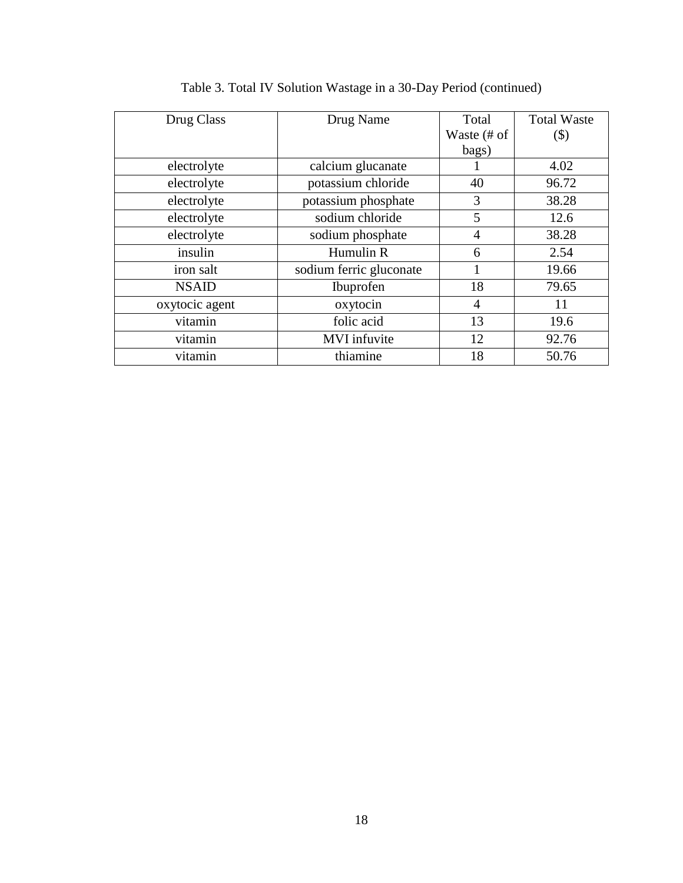Table 3. Total IV Solution Wastage in a 30-Day Period (continued)

| Drug Class | Drug Name | Total Waste (# of bags) | Total Waste ($) |
|---|---|---|---|
| electrolyte | calcium glucanate | 1 | 4.02 |
| electrolyte | potassium chloride | 40 | 96.72 |
| electrolyte | potassium phosphate | 3 | 38.28 |
| electrolyte | sodium chloride | 5 | 12.6 |
| electrolyte | sodium phosphate | 4 | 38.28 |
| insulin | Humulin R | 6 | 2.54 |
| iron salt | sodium ferric gluconate | 1 | 19.66 |
| NSAID | Ibuprofen | 18 | 79.65 |
| oxytocic agent | oxytocin | 4 | 11 |
| vitamin | folic acid | 13 | 19.6 |
| vitamin | MVI infuvite | 12 | 92.76 |
| vitamin | thiamine | 18 | 50.76 |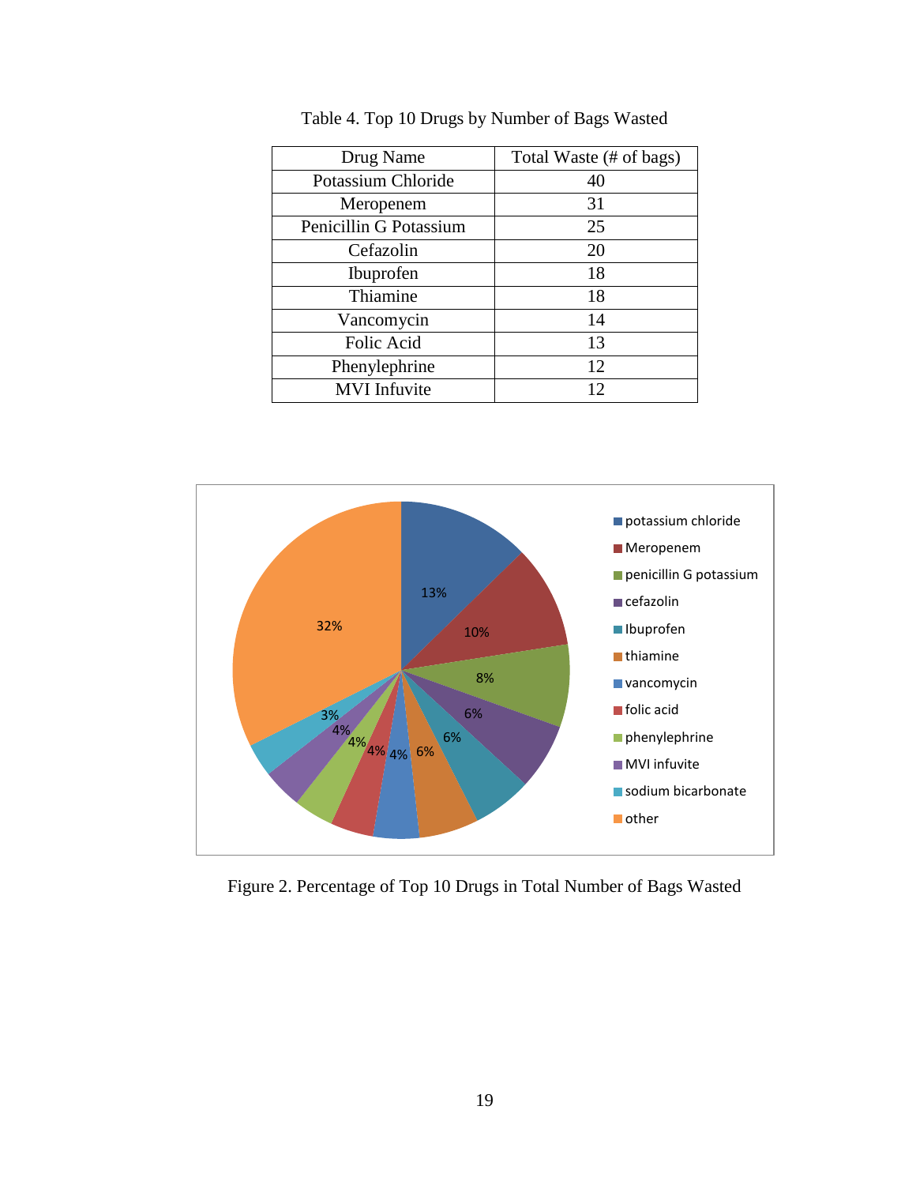Table 4. Top 10 Drugs by Number of Bags Wasted

| Drug Name | Total Waste (# of bags) |
|---|---|
| Potassium Chloride | 40 |
| Meropenem | 31 |
| Penicillin G Potassium | 25 |
| Cefazolin | 20 |
| Ibuprofen | 18 |
| Thiamine | 18 |
| Vancomycin | 14 |
| Folic Acid | 13 |
| Phenylephrine | 12 |
| MVI Infuvite | 12 |

Figure 2. Percentage of Top 10 Drugs in Total Number of Bags Wasted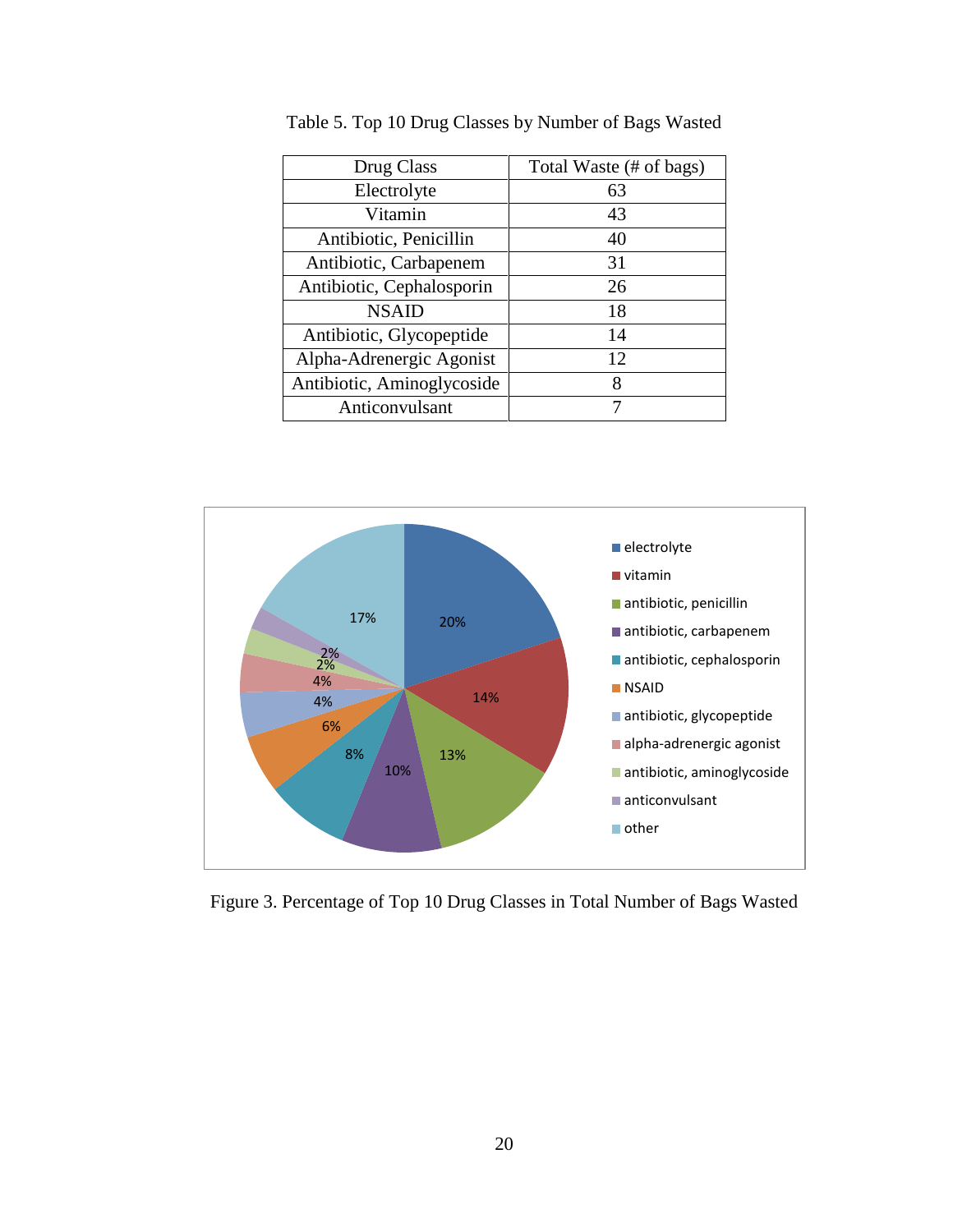Table 5. Top 10 Drug Classes by Number of Bags Wasted

| Drug Class | Total Waste (# of bags) |
| --- | --- |
| Electrolyte | 63 |
| Vitamin | 43 |
| Antibiotic, Penicillin | 40 |
| Antibiotic, Carbapenem | 31 |
| Antibiotic, Cephalosporin | 26 |
| NSAID | 18 |
| Antibiotic, Glycopeptide | 14 |
| Alpha-Adrenergic Agonist | 12 |
| Antibiotic, Aminoglycoside | 8 |
| Anticonvulsant | 7 |

Figure 3. Percentage of Top 10 Drug Classes in Total Number of Bags Wasted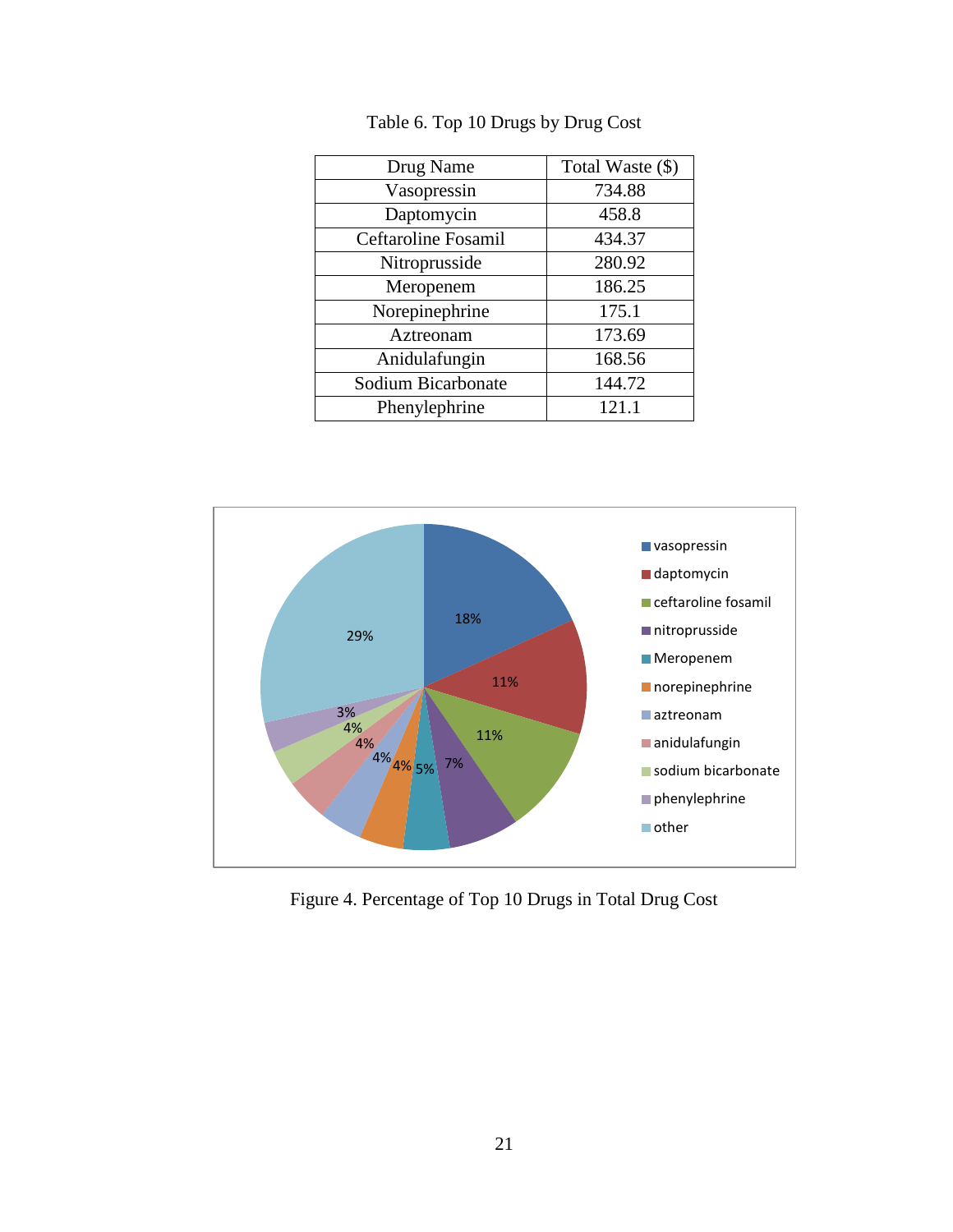Table 6. Top 10 Drugs by Drug Cost

| Drug Name | Total Waste ($) |
|---|---|
| Vasopressin | 734.88 |
| Daptomycin | 458.8 |
| Ceftaroline Fosamil | 434.37 |
| Nitroprusside | 280.92 |
| Meropenem | 186.25 |
| Norepinephrine | 175.1 |
| Aztreonam | 173.69 |
| Anidulafungin | 168.56 |
| Sodium Bicarbonate | 144.72 |
| Phenylephrine | 121.1 |

Figure 4. Percentage of Top 10 Drugs in Total Drug Cost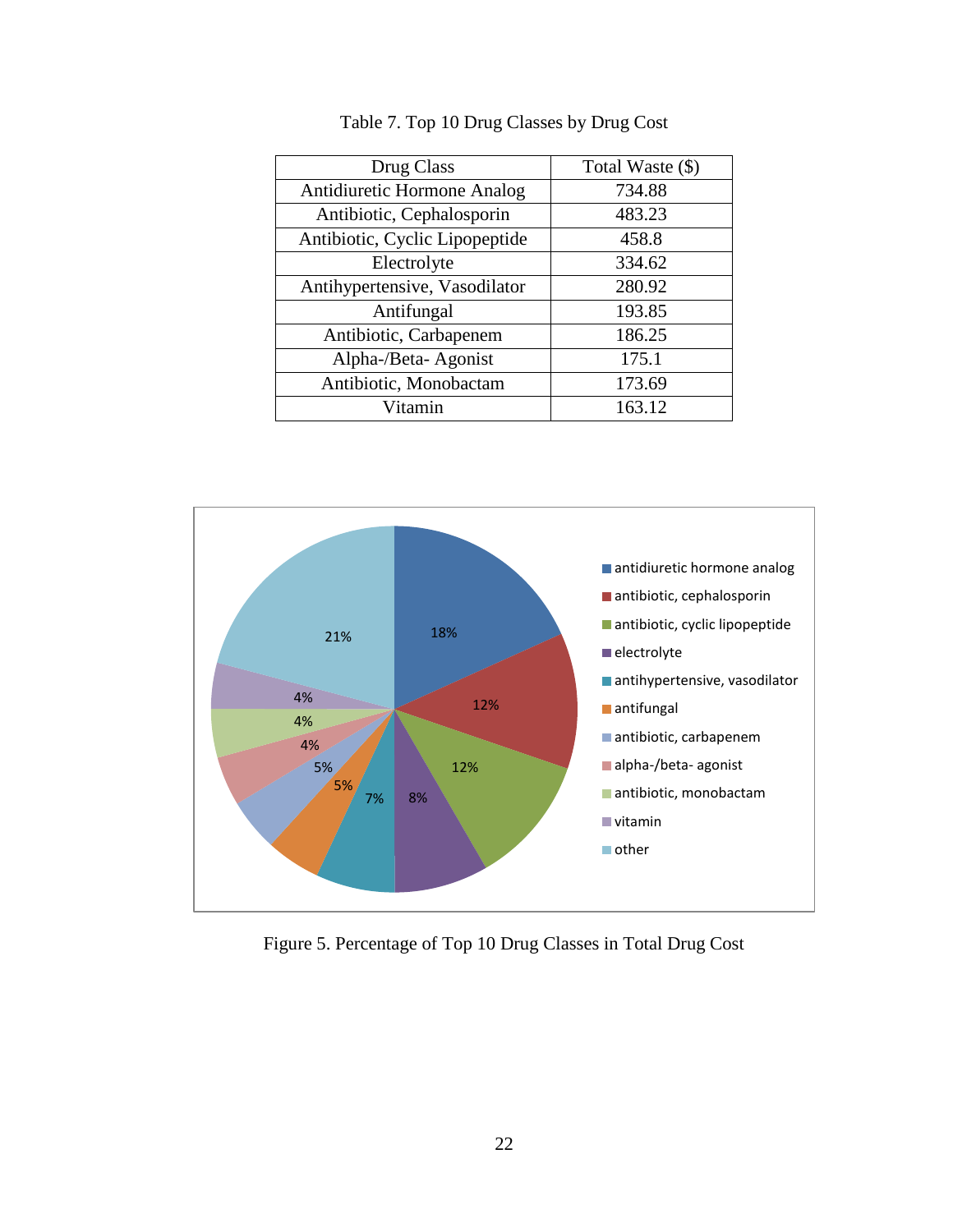Table 7. Top 10 Drug Classes by Drug Cost

| Drug Class | Total Waste ($) |
|---|---|
| Antidiuretic Hormone Analog | 734.88 |
| Antibiotic, Cephalosporin | 483.23 |
| Antibiotic, Cyclic Lipopeptide | 458.8 |
| Electrolyte | 334.62 |
| Antihypertensive, Vasodilator | 280.92 |
| Antifungal | 193.85 |
| Antibiotic, Carbapenem | 186.25 |
| Alpha-/Beta- Agonist | 175.1 |
| Antibiotic, Monobactam | 173.69 |
| Vitamin | 163.12 |

Figure 5. Percentage of Top 10 Drug Classes in Total Drug Cost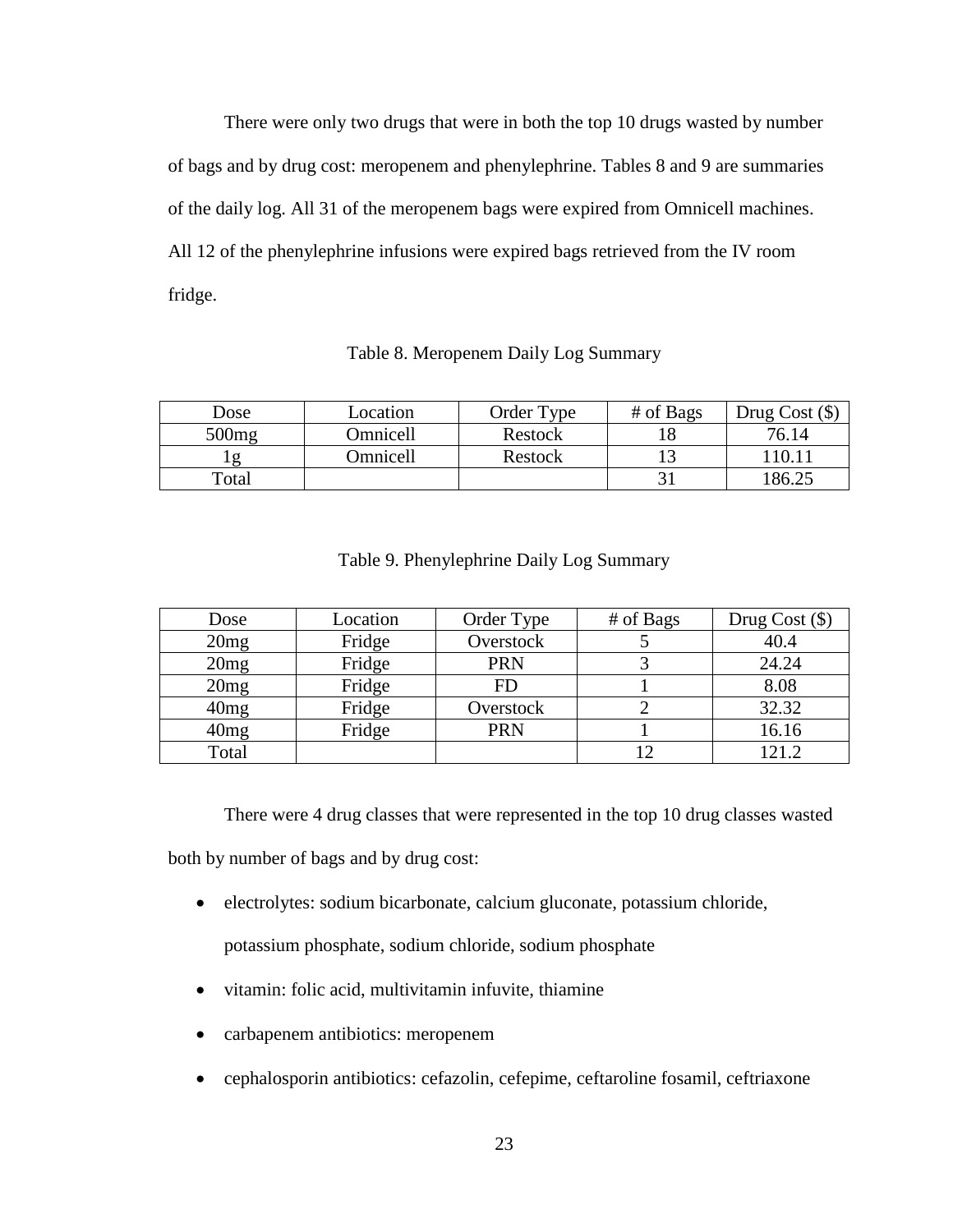There were only two drugs that were in both the top 10 drugs wasted by number of bags and by drug cost: meropenem and phenylephrine. Tables 8 and 9 are summaries of the daily log. All 31 of the meropenem bags were expired from Omnicell machines. All 12 of the phenylephrine infusions were expired bags retrieved from the IV room fridge.

Table 8. Meropenem Daily Log Summary

| Dose | Location | Order Type | # of Bags | Drug Cost ($) |
|---|---|---|---|---|
| 500mg | Omnicell | Restock | 18 | 76.14 |
| 1g | Omnicell | Restock | 13 | 110.11 |
| Total | | | 31 | 186.25 |

Table 9. Phenylephrine Daily Log Summary

| Dose | Location | Order Type | # of Bags | Drug Cost ($) |
|---|---|---|---|---|
| 20mg | Fridge | Overstock | 5 | 40.4 |
| 20mg | Fridge | PRN | 3 | 24.24 |
| 20mg | Fridge | FD | 1 | 8.08 |
| 40mg | Fridge | Overstock | 2 | 32.32 |
| 40mg | Fridge | PRN | 1 | 16.16 |
| Total | | | 12 | 121.2 |

There were 4 drug classes that were represented in the top 10 drug classes wasted both by number of bags and by drug cost:

- electrolytes: sodium bicarbonate, calcium gluconate, potassium chloride, potassium phosphate, sodium chloride, sodium phosphate
- vitamin: folic acid, multivitamin infuvite, thiamine
- carbapenem antibiotics: meropenem
- cephalosporin antibiotics: cefazolin, cefepime, ceftaroline fosamil, ceftriaxone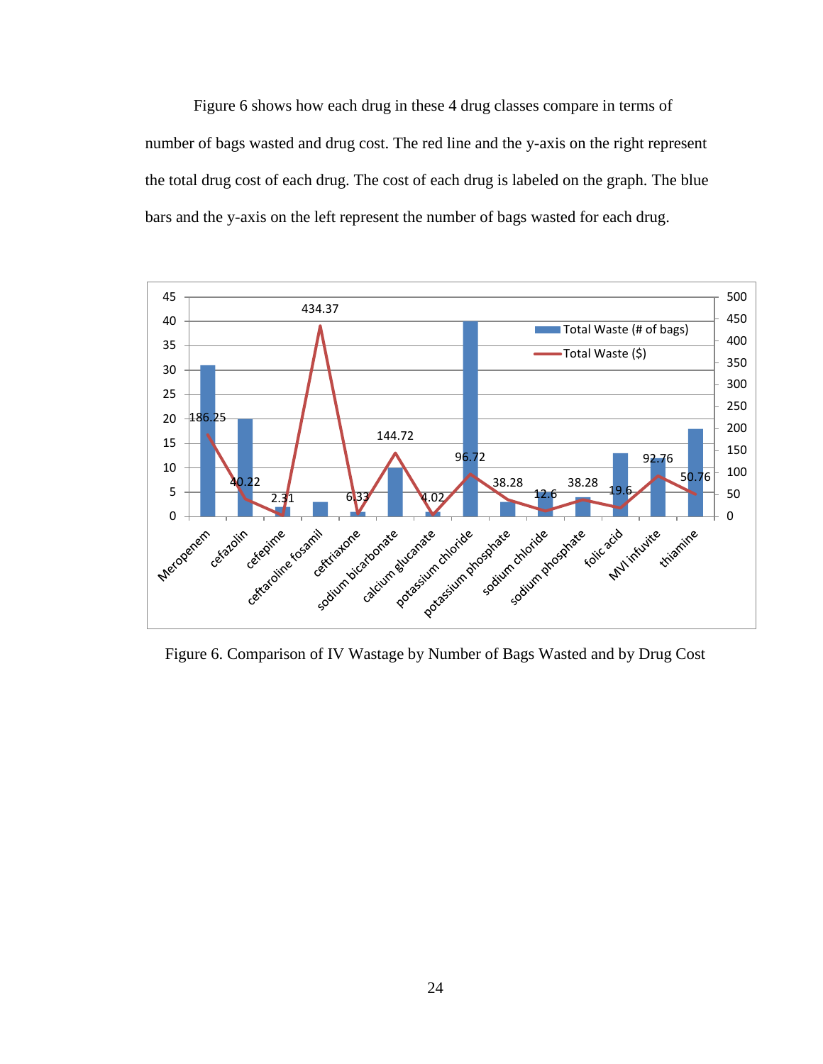Figure 6 shows how each drug in these 4 drug classes compare in terms of number of bags wasted and drug cost. The red line and the y-axis on the right represent the total drug cost of each drug. The cost of each drug is labeled on the graph. The blue bars and the y-axis on the left represent the number of bags wasted for each drug.

Figure 6. Comparison of IV Wastage by Number of Bags Wasted and by Drug Cost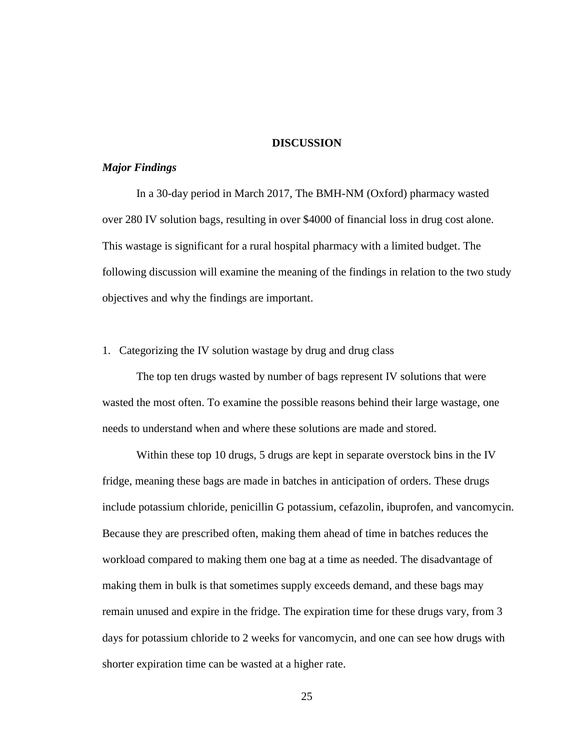# DISCUSSION

### *Major Findings*

In a 30-day period in March 2017, The BMH-NM (Oxford) pharmacy wasted over 280 IV solution bags, resulting in over $4000 of financial loss in drug cost alone. This wastage is significant for a rural hospital pharmacy with a limited budget. The following discussion will examine the meaning of the findings in relation to the two study objectives and why the findings are important.

1. Categorizing the IV solution wastage by drug and drug class

The top ten drugs wasted by number of bags represent IV solutions that were wasted the most often. To examine the possible reasons behind their large wastage, one needs to understand when and where these solutions are made and stored.

Within these top 10 drugs, 5 drugs are kept in separate overstock bins in the IV fridge, meaning these bags are made in batches in anticipation of orders. These drugs include potassium chloride, penicillin G potassium, cefazolin, ibuprofen, and vancomycin. Because they are prescribed often, making them ahead of time in batches reduces the workload compared to making them one bag at a time as needed. The disadvantage of making them in bulk is that sometimes supply exceeds demand, and these bags may remain unused and expire in the fridge. The expiration time for these drugs vary, from 3 days for potassium chloride to 2 weeks for vancomycin, and one can see how drugs with shorter expiration time can be wasted at a higher rate.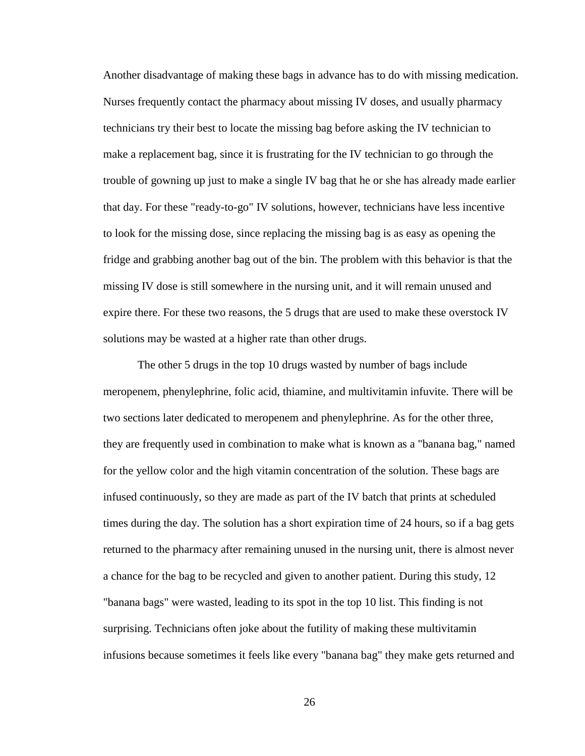Another disadvantage of making these bags in advance has to do with missing medication. Nurses frequently contact the pharmacy about missing IV doses, and usually pharmacy technicians try their best to locate the missing bag before asking the IV technician to make a replacement bag, since it is frustrating for the IV technician to go through the trouble of gowning up just to make a single IV bag that he or she has already made earlier that day. For these "ready-to-go" IV solutions, however, technicians have less incentive to look for the missing dose, since replacing the missing bag is as easy as opening the fridge and grabbing another bag out of the bin. The problem with this behavior is that the missing IV dose is still somewhere in the nursing unit, and it will remain unused and expire there. For these two reasons, the 5 drugs that are used to make these overstock IV solutions may be wasted at a higher rate than other drugs.

The other 5 drugs in the top 10 drugs wasted by number of bags include meropenem, phenylephrine, folic acid, thiamine, and multivitamin infuvite. There will be two sections later dedicated to meropenem and phenylephrine. As for the other three, they are frequently used in combination to make what is known as a "banana bag," named for the yellow color and the high vitamin concentration of the solution. These bags are infused continuously, so they are made as part of the IV batch that prints at scheduled times during the day. The solution has a short expiration time of 24 hours, so if a bag gets returned to the pharmacy after remaining unused in the nursing unit, there is almost never a chance for the bag to be recycled and given to another patient. During this study, 12 "banana bags" were wasted, leading to its spot in the top 10 list. This finding is not surprising. Technicians often joke about the futility of making these multivitamin infusions because sometimes it feels like every "banana bag" they make gets returned and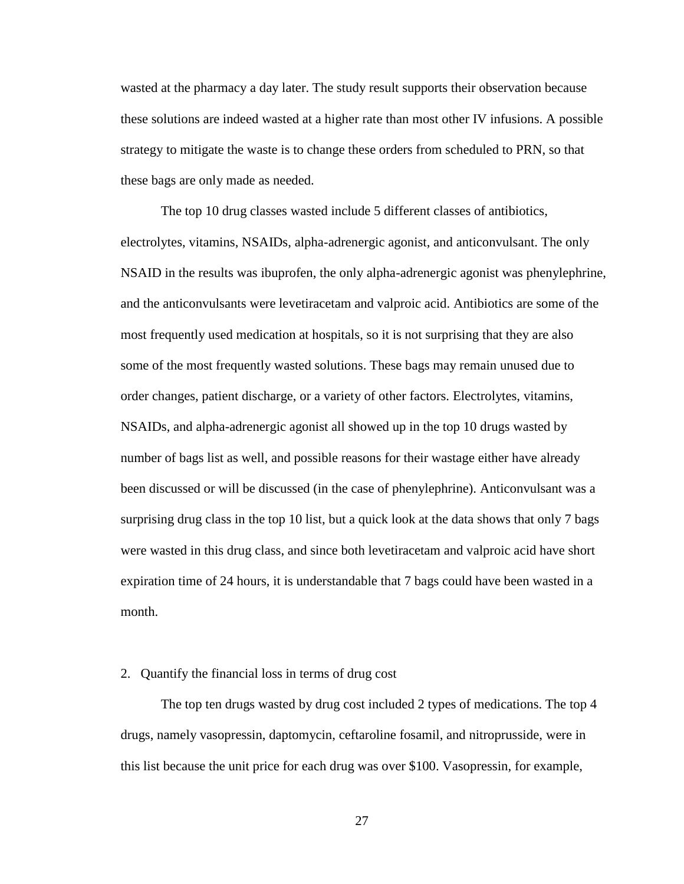wasted at the pharmacy a day later. The study result supports their observation because these solutions are indeed wasted at a higher rate than most other IV infusions. A possible strategy to mitigate the waste is to change these orders from scheduled to PRN, so that these bags are only made as needed.

The top 10 drug classes wasted include 5 different classes of antibiotics, electrolytes, vitamins, NSAIDs, alpha-adrenergic agonist, and anticonvulsant. The only NSAID in the results was ibuprofen, the only alpha-adrenergic agonist was phenylephrine, and the anticonvulsants were levetiracetam and valproic acid. Antibiotics are some of the most frequently used medication at hospitals, so it is not surprising that they are also some of the most frequently wasted solutions. These bags may remain unused due to order changes, patient discharge, or a variety of other factors. Electrolytes, vitamins, NSAIDs, and alpha-adrenergic agonist all showed up in the top 10 drugs wasted by number of bags list as well, and possible reasons for their wastage either have already been discussed or will be discussed (in the case of phenylephrine). Anticonvulsant was a surprising drug class in the top 10 list, but a quick look at the data shows that only 7 bags were wasted in this drug class, and since both levetiracetam and valproic acid have short expiration time of 24 hours, it is understandable that 7 bags could have been wasted in a month.

2. Quantify the financial loss in terms of drug cost

The top ten drugs wasted by drug cost included 2 types of medications. The top 4 drugs, namely vasopressin, daptomycin, ceftaroline fosamil, and nitroprusside, were in this list because the unit price for each drug was over $100. Vasopressin, for example,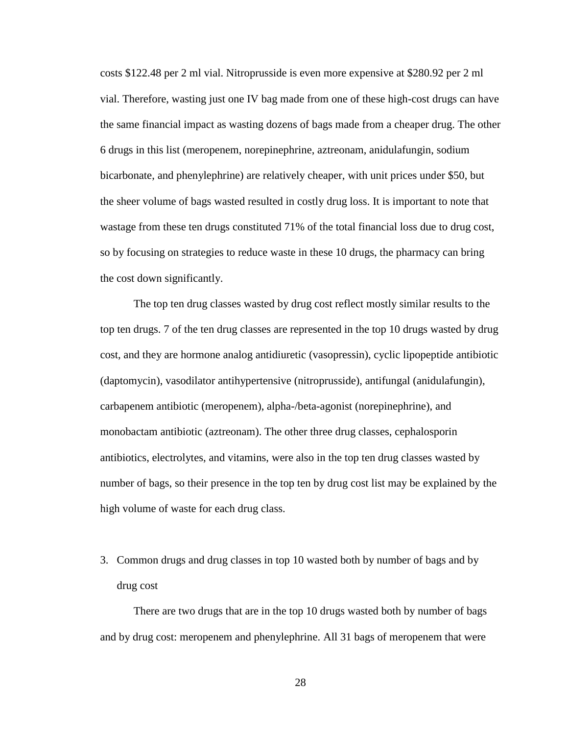costs $122.48 per 2 ml vial. Nitroprusside is even more expensive at $280.92 per 2 ml vial. Therefore, wasting just one IV bag made from one of these high-cost drugs can have the same financial impact as wasting dozens of bags made from a cheaper drug. The other 6 drugs in this list (meropenem, norepinephrine, aztreonam, anidulafungin, sodium bicarbonate, and phenylephrine) are relatively cheaper, with unit prices under $50, but the sheer volume of bags wasted resulted in costly drug loss. It is important to note that wastage from these ten drugs constituted 71% of the total financial loss due to drug cost, so by focusing on strategies to reduce waste in these 10 drugs, the pharmacy can bring the cost down significantly.

The top ten drug classes wasted by drug cost reflect mostly similar results to the top ten drugs. 7 of the ten drug classes are represented in the top 10 drugs wasted by drug cost, and they are hormone analog antidiuretic (vasopressin), cyclic lipopeptide antibiotic (daptomycin), vasodilator antihypertensive (nitroprusside), antifungal (anidulafungin), carbapenem antibiotic (meropenem), alpha-/beta-agonist (norepinephrine), and monobactam antibiotic (aztreonam). The other three drug classes, cephalosporin antibiotics, electrolytes, and vitamins, were also in the top ten drug classes wasted by number of bags, so their presence in the top ten by drug cost list may be explained by the high volume of waste for each drug class.

3. Common drugs and drug classes in top 10 wasted both by number of bags and by drug cost

There are two drugs that are in the top 10 drugs wasted both by number of bags and by drug cost: meropenem and phenylephrine. All 31 bags of meropenem that were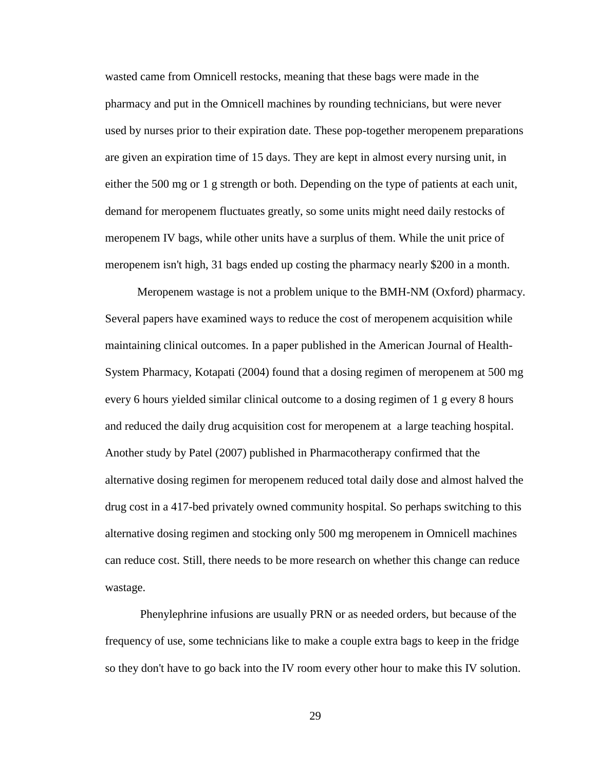wasted came from Omnicell restocks, meaning that these bags were made in the pharmacy and put in the Omnicell machines by rounding technicians, but were never used by nurses prior to their expiration date. These pop-together meropenem preparations are given an expiration time of 15 days. They are kept in almost every nursing unit, in either the 500 mg or 1 g strength or both. Depending on the type of patients at each unit, demand for meropenem fluctuates greatly, so some units might need daily restocks of meropenem IV bags, while other units have a surplus of them. While the unit price of meropenem isn't high, 31 bags ended up costing the pharmacy nearly $200 in a month.

Meropenem wastage is not a problem unique to the BMH-NM (Oxford) pharmacy. Several papers have examined ways to reduce the cost of meropenem acquisition while maintaining clinical outcomes. In a paper published in the American Journal of Health-System Pharmacy, Kotapati (2004) found that a dosing regimen of meropenem at 500 mg every 6 hours yielded similar clinical outcome to a dosing regimen of 1 g every 8 hours and reduced the daily drug acquisition cost for meropenem at a large teaching hospital. Another study by Patel (2007) published in Pharmacotherapy confirmed that the alternative dosing regimen for meropenem reduced total daily dose and almost halved the drug cost in a 417-bed privately owned community hospital. So perhaps switching to this alternative dosing regimen and stocking only 500 mg meropenem in Omnicell machines can reduce cost. Still, there needs to be more research on whether this change can reduce wastage.

Phenylephrine infusions are usually PRN or as needed orders, but because of the frequency of use, some technicians like to make a couple extra bags to keep in the fridge so they don't have to go back into the IV room every other hour to make this IV solution.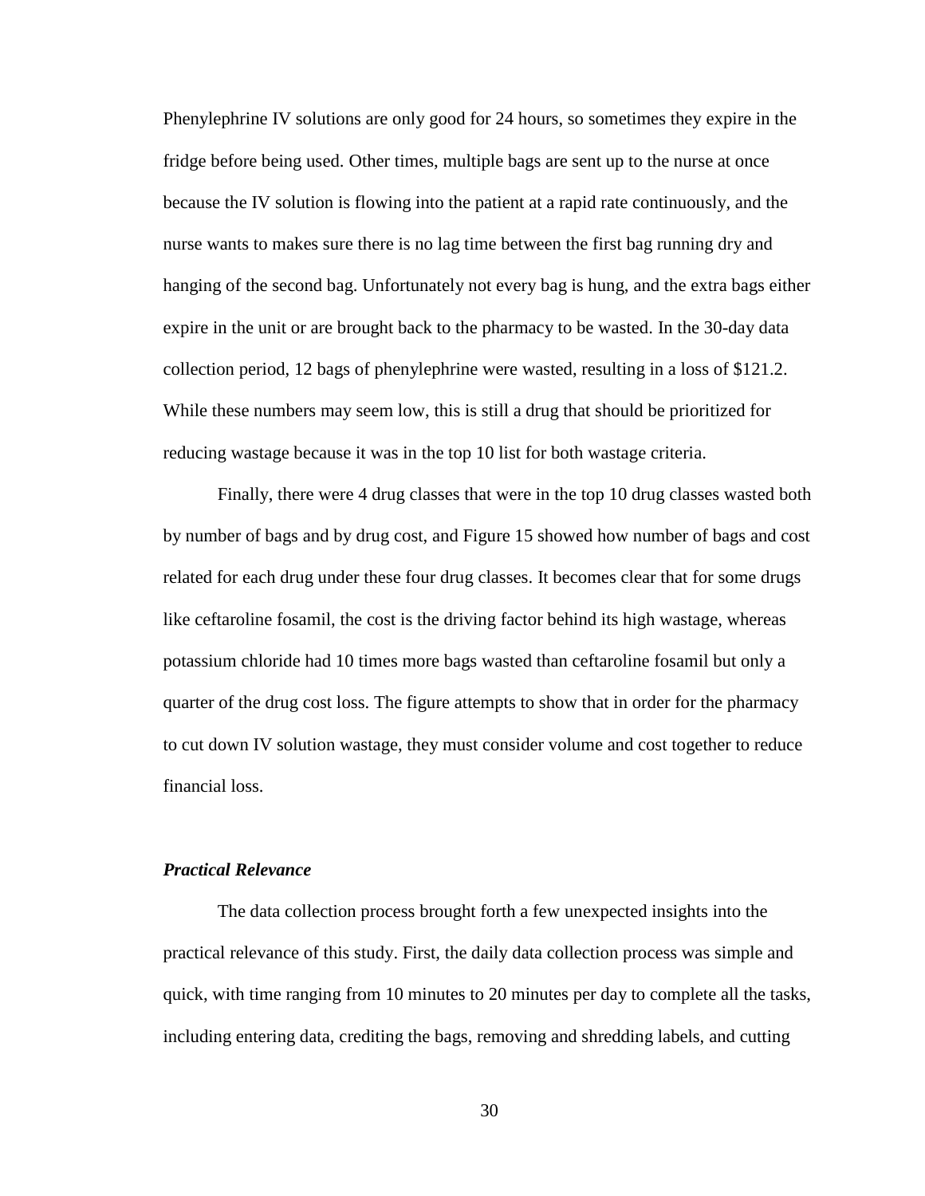Phenylephrine IV solutions are only good for 24 hours, so sometimes they expire in the fridge before being used. Other times, multiple bags are sent up to the nurse at once because the IV solution is flowing into the patient at a rapid rate continuously, and the nurse wants to makes sure there is no lag time between the first bag running dry and hanging of the second bag. Unfortunately not every bag is hung, and the extra bags either expire in the unit or are brought back to the pharmacy to be wasted. In the 30-day data collection period, 12 bags of phenylephrine were wasted, resulting in a loss of $121.2. While these numbers may seem low, this is still a drug that should be prioritized for reducing wastage because it was in the top 10 list for both wastage criteria.

Finally, there were 4 drug classes that were in the top 10 drug classes wasted both by number of bags and by drug cost, and Figure 15 showed how number of bags and cost related for each drug under these four drug classes. It becomes clear that for some drugs like ceftaroline fosamil, the cost is the driving factor behind its high wastage, whereas potassium chloride had 10 times more bags wasted than ceftaroline fosamil but only a quarter of the drug cost loss. The figure attempts to show that in order for the pharmacy to cut down IV solution wastage, they must consider volume and cost together to reduce financial loss.

### ***Practical Relevance***

The data collection process brought forth a few unexpected insights into the practical relevance of this study. First, the daily data collection process was simple and quick, with time ranging from 10 minutes to 20 minutes per day to complete all the tasks, including entering data, crediting the bags, removing and shredding labels, and cutting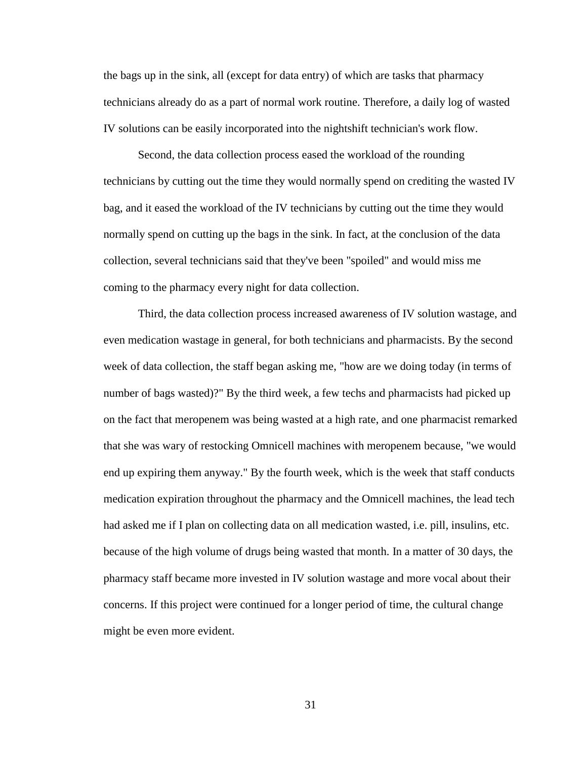the bags up in the sink, all (except for data entry) of which are tasks that pharmacy technicians already do as a part of normal work routine. Therefore, a daily log of wasted IV solutions can be easily incorporated into the nightshift technician's work flow.

Second, the data collection process eased the workload of the rounding technicians by cutting out the time they would normally spend on crediting the wasted IV bag, and it eased the workload of the IV technicians by cutting out the time they would normally spend on cutting up the bags in the sink. In fact, at the conclusion of the data collection, several technicians said that they've been "spoiled" and would miss me coming to the pharmacy every night for data collection.

Third, the data collection process increased awareness of IV solution wastage, and even medication wastage in general, for both technicians and pharmacists. By the second week of data collection, the staff began asking me, "how are we doing today (in terms of number of bags wasted)?" By the third week, a few techs and pharmacists had picked up on the fact that meropenem was being wasted at a high rate, and one pharmacist remarked that she was wary of restocking Omnicell machines with meropenem because, "we would end up expiring them anyway." By the fourth week, which is the week that staff conducts medication expiration throughout the pharmacy and the Omnicell machines, the lead tech had asked me if I plan on collecting data on all medication wasted, i.e. pill, insulins, etc. because of the high volume of drugs being wasted that month. In a matter of 30 days, the pharmacy staff became more invested in IV solution wastage and more vocal about their concerns. If this project were continued for a longer period of time, the cultural change might be even more evident.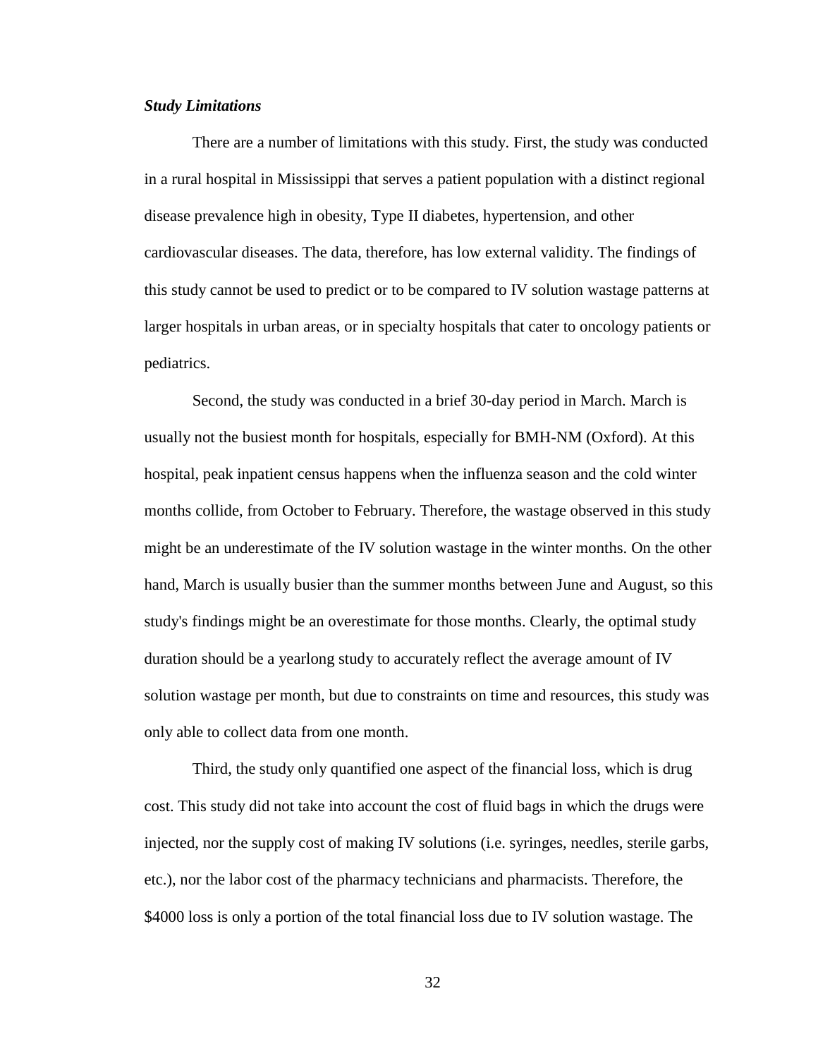***Study Limitations***

There are a number of limitations with this study. First, the study was conducted in a rural hospital in Mississippi that serves a patient population with a distinct regional disease prevalence high in obesity, Type II diabetes, hypertension, and other cardiovascular diseases. The data, therefore, has low external validity. The findings of this study cannot be used to predict or to be compared to IV solution wastage patterns at larger hospitals in urban areas, or in specialty hospitals that cater to oncology patients or pediatrics.

Second, the study was conducted in a brief 30-day period in March. March is usually not the busiest month for hospitals, especially for BMH-NM (Oxford). At this hospital, peak inpatient census happens when the influenza season and the cold winter months collide, from October to February. Therefore, the wastage observed in this study might be an underestimate of the IV solution wastage in the winter months. On the other hand, March is usually busier than the summer months between June and August, so this study's findings might be an overestimate for those months. Clearly, the optimal study duration should be a yearlong study to accurately reflect the average amount of IV solution wastage per month, but due to constraints on time and resources, this study was only able to collect data from one month.

Third, the study only quantified one aspect of the financial loss, which is drug cost. This study did not take into account the cost of fluid bags in which the drugs were injected, nor the supply cost of making IV solutions (i.e. syringes, needles, sterile garbs, etc.), nor the labor cost of the pharmacy technicians and pharmacists. Therefore, the $4000 loss is only a portion of the total financial loss due to IV solution wastage. The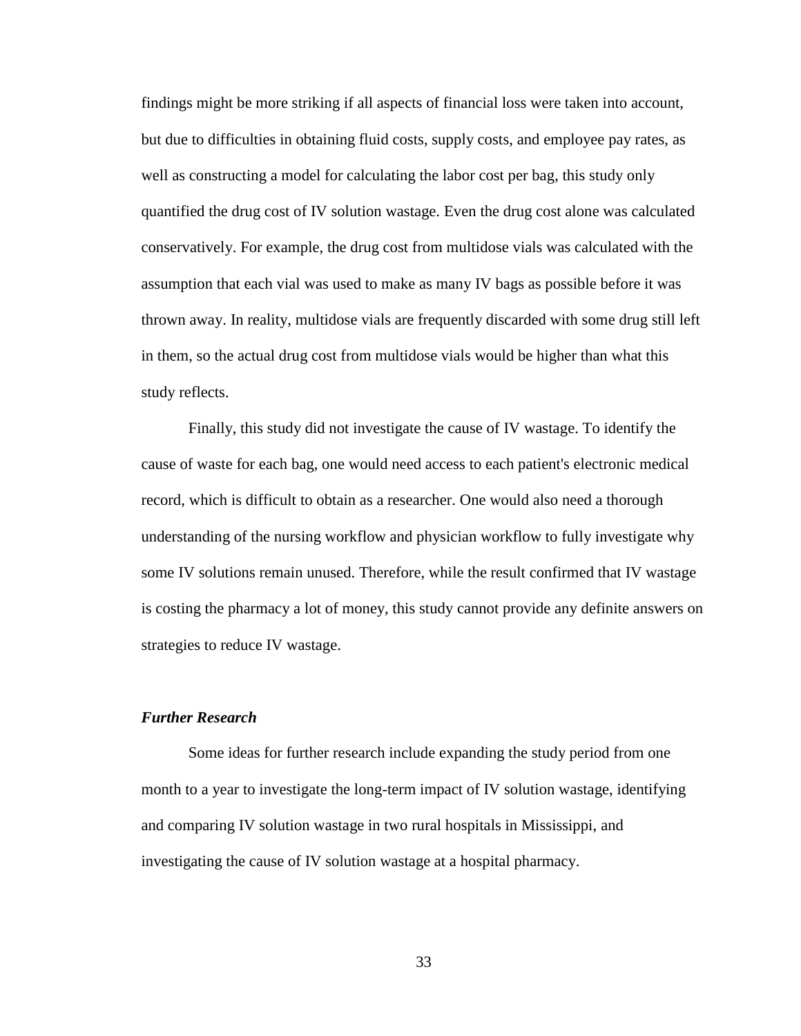findings might be more striking if all aspects of financial loss were taken into account, but due to difficulties in obtaining fluid costs, supply costs, and employee pay rates, as well as constructing a model for calculating the labor cost per bag, this study only quantified the drug cost of IV solution wastage. Even the drug cost alone was calculated conservatively. For example, the drug cost from multidose vials was calculated with the assumption that each vial was used to make as many IV bags as possible before it was thrown away. In reality, multidose vials are frequently discarded with some drug still left in them, so the actual drug cost from multidose vials would be higher than what this study reflects.

Finally, this study did not investigate the cause of IV wastage. To identify the cause of waste for each bag, one would need access to each patient's electronic medical record, which is difficult to obtain as a researcher. One would also need a thorough understanding of the nursing workflow and physician workflow to fully investigate why some IV solutions remain unused. Therefore, while the result confirmed that IV wastage is costing the pharmacy a lot of money, this study cannot provide any definite answers on strategies to reduce IV wastage.

### *Further Research*

Some ideas for further research include expanding the study period from one month to a year to investigate the long-term impact of IV solution wastage, identifying and comparing IV solution wastage in two rural hospitals in Mississippi, and investigating the cause of IV solution wastage at a hospital pharmacy.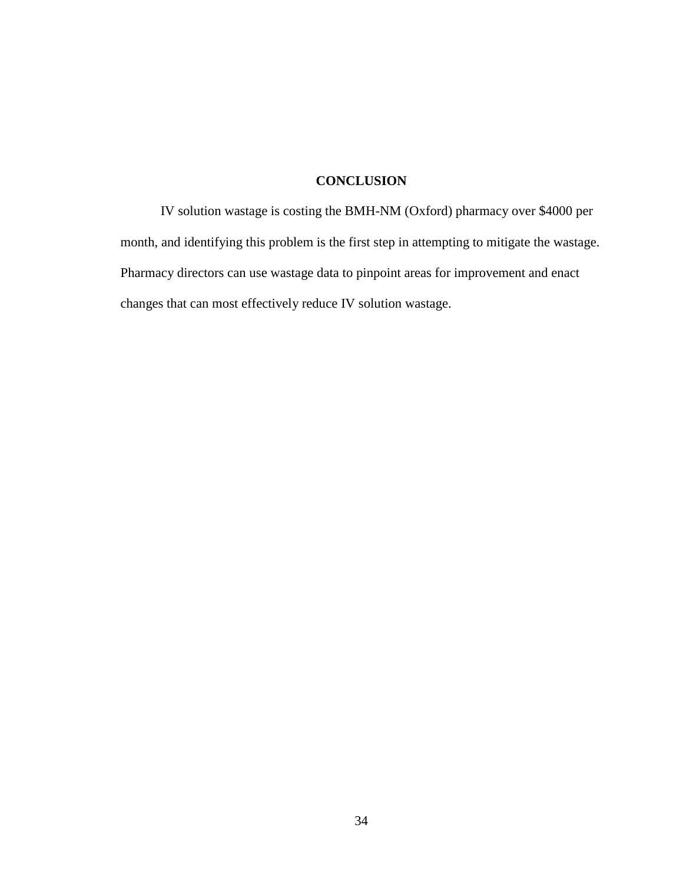# CONCLUSION

IV solution wastage is costing the BMH-NM (Oxford) pharmacy over $4000 per month, and identifying this problem is the first step in attempting to mitigate the wastage. Pharmacy directors can use wastage data to pinpoint areas for improvement and enact changes that can most effectively reduce IV solution wastage.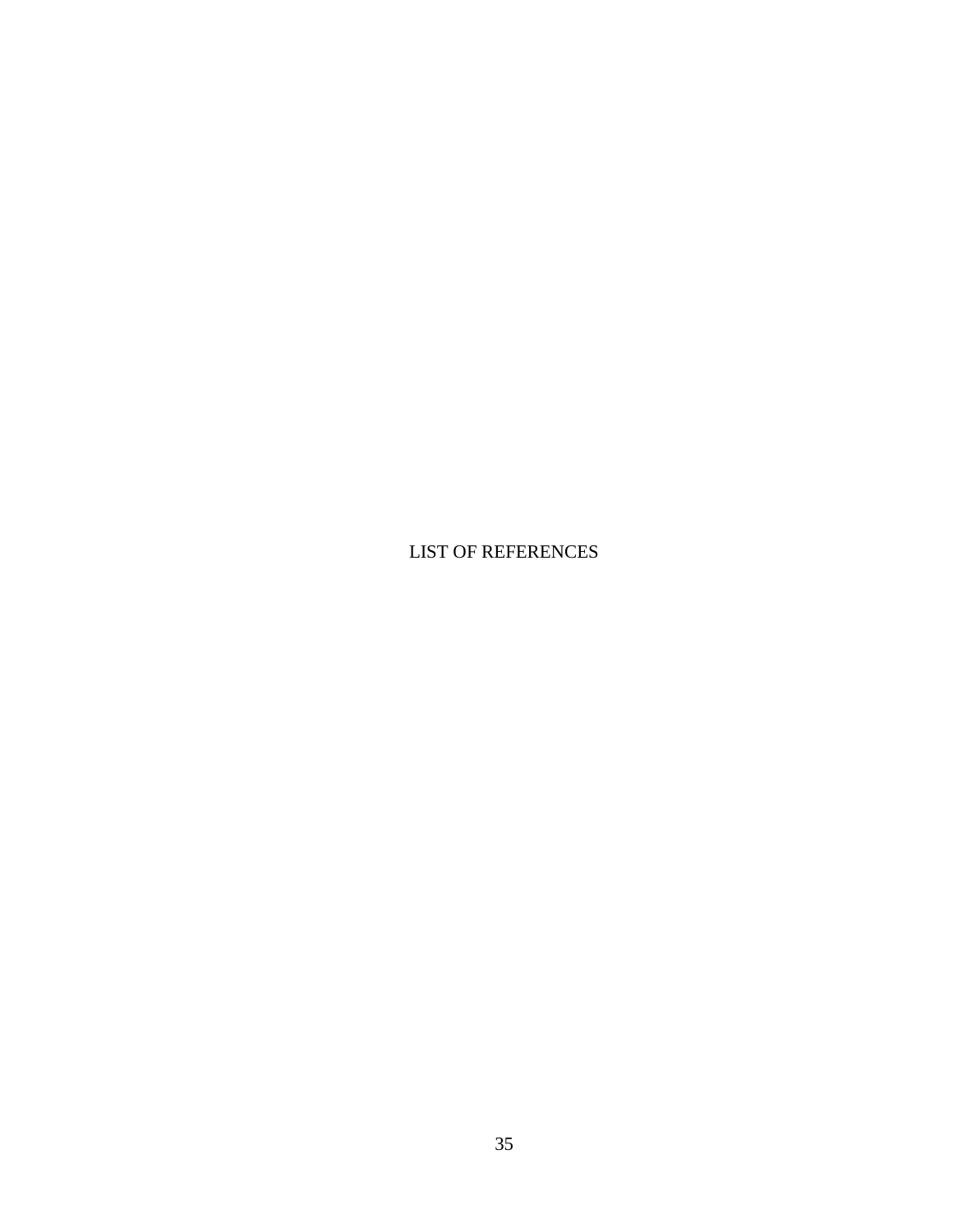# LIST OF REFERENCES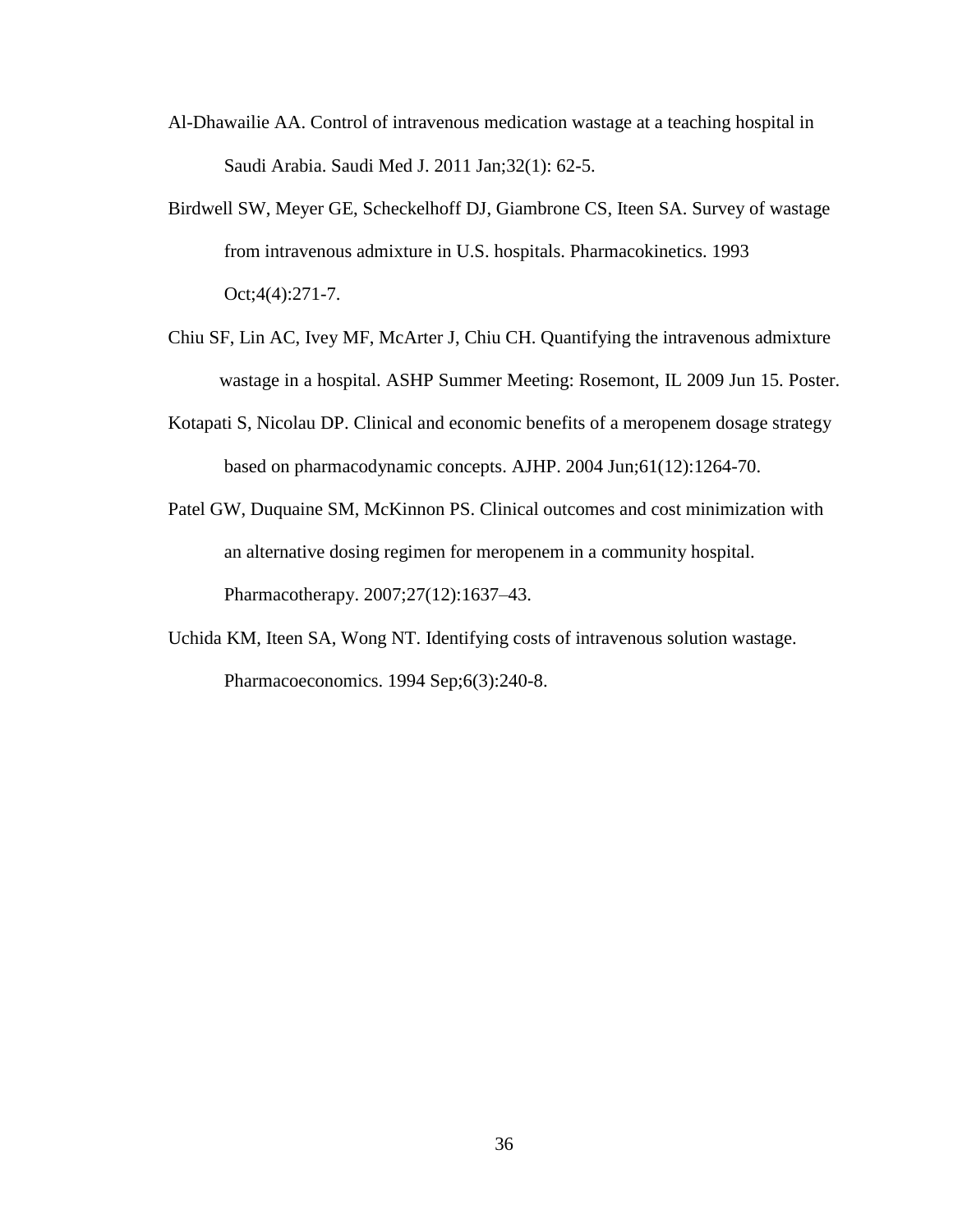Al-Dhawailie AA. Control of intravenous medication wastage at a teaching hospital in Saudi Arabia. Saudi Med J. 2011 Jan;32(1): 62-5.

Birdwell SW, Meyer GE, Scheckelhoff DJ, Giambrone CS, Iteen SA. Survey of wastage from intravenous admixture in U.S. hospitals. Pharmacokinetics. 1993 Oct;4(4):271-7.

Chiu SF, Lin AC, Ivey MF, McArter J, Chiu CH. Quantifying the intravenous admixture wastage in a hospital. ASHP Summer Meeting: Rosemont, IL 2009 Jun 15. Poster.

Kotapati S, Nicolau DP. Clinical and economic benefits of a meropenem dosage strategy based on pharmacodynamic concepts. AJHP. 2004 Jun;61(12):1264-70.

Patel GW, Duquaine SM, McKinnon PS. Clinical outcomes and cost minimization with an alternative dosing regimen for meropenem in a community hospital. Pharmacotherapy. 2007;27(12):1637–43.

Uchida KM, Iteen SA, Wong NT. Identifying costs of intravenous solution wastage. Pharmacoeconomics. 1994 Sep;6(3):240-8.